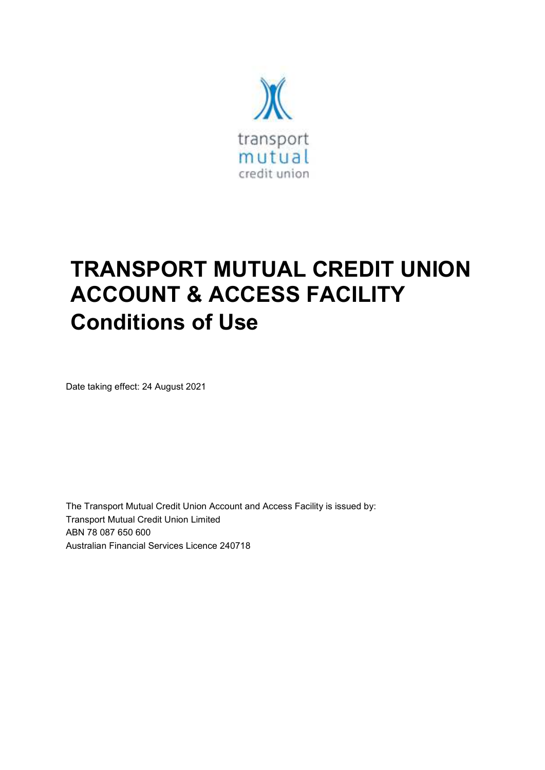transport
mutual
credit union

# TRANSPORT MUTUAL CREDIT UNION ACCOUNT & ACCESS FACILITY Conditions of Use

Date taking effect: 24 August 2021

The Transport Mutual Credit Union Account and Access Facility is issued by:
Transport Mutual Credit Union Limited
ABN 78 087 650 600
Australian Financial Services Licence 240718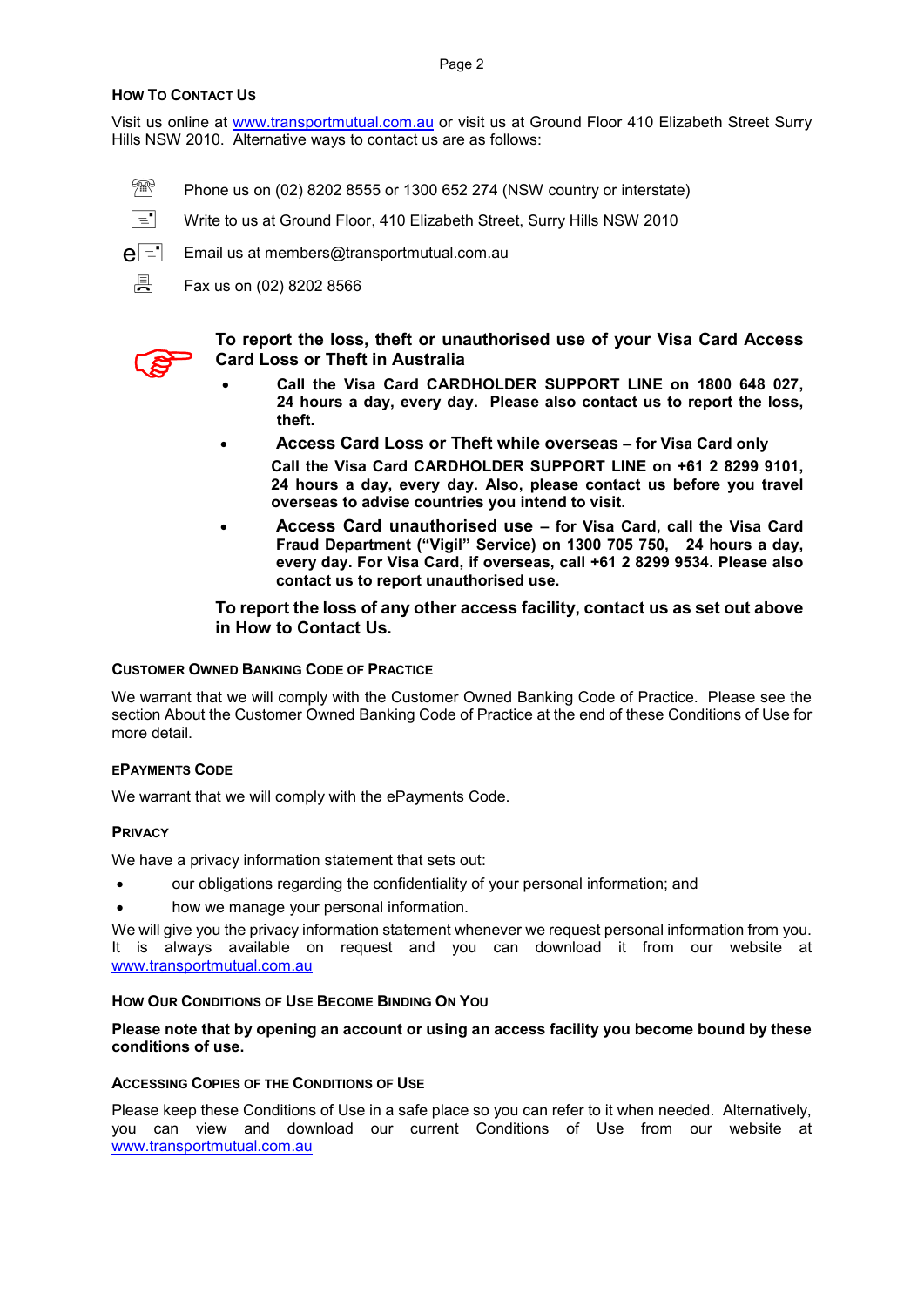## How To Contact Us

Visit us online at www.transportmutual.com.au or visit us at Ground Floor 410 Elizabeth Street Surry Hills NSW 2010. Alternative ways to contact us are as follows:

- Phone us on (02) 8202 8555 or 1300 652 274 (NSW country or interstate)
- Write to us at Ground Floor, 410 Elizabeth Street, Surry Hills NSW 2010
- Email us at members@transportmutual.com.au
- Fax us on (02) 8202 8566

**To report the loss, theft or unauthorised use of your Visa Card Access Card Loss or Theft in Australia**

- **Call the Visa Card CARDHOLDER SUPPORT LINE on 1800 648 027, 24 hours a day, every day. Please also contact us to report the loss, theft.**
- **Access Card Loss or Theft while overseas – for Visa Card only**

  **Call the Visa Card CARDHOLDER SUPPORT LINE on +61 2 8299 9101, 24 hours a day, every day. Also, please contact us before you travel overseas to advise countries you intend to visit.**
- **Access Card unauthorised use – for Visa Card, call the Visa Card Fraud Department ("Vigil" Service) on 1300 705 750, 24 hours a day, every day. For Visa Card, if overseas, call +61 2 8299 9534. Please also contact us to report unauthorised use.**

**To report the loss of any other access facility, contact us as set out above in How to Contact Us.**

## Customer Owned Banking Code of Practice

We warrant that we will comply with the Customer Owned Banking Code of Practice. Please see the section About the Customer Owned Banking Code of Practice at the end of these Conditions of Use for more detail.

## ePayments Code

We warrant that we will comply with the ePayments Code.

## Privacy

We have a privacy information statement that sets out:

- our obligations regarding the confidentiality of your personal information; and
- how we manage your personal information.

We will give you the privacy information statement whenever we request personal information from you. It is always available on request and you can download it from our website at www.transportmutual.com.au

## How Our Conditions of Use Become Binding On You

**Please note that by opening an account or using an access facility you become bound by these conditions of use.**

## Accessing Copies of the Conditions of Use

Please keep these Conditions of Use in a safe place so you can refer to it when needed. Alternatively, you can view and download our current Conditions of Use from our website at www.transportmutual.com.au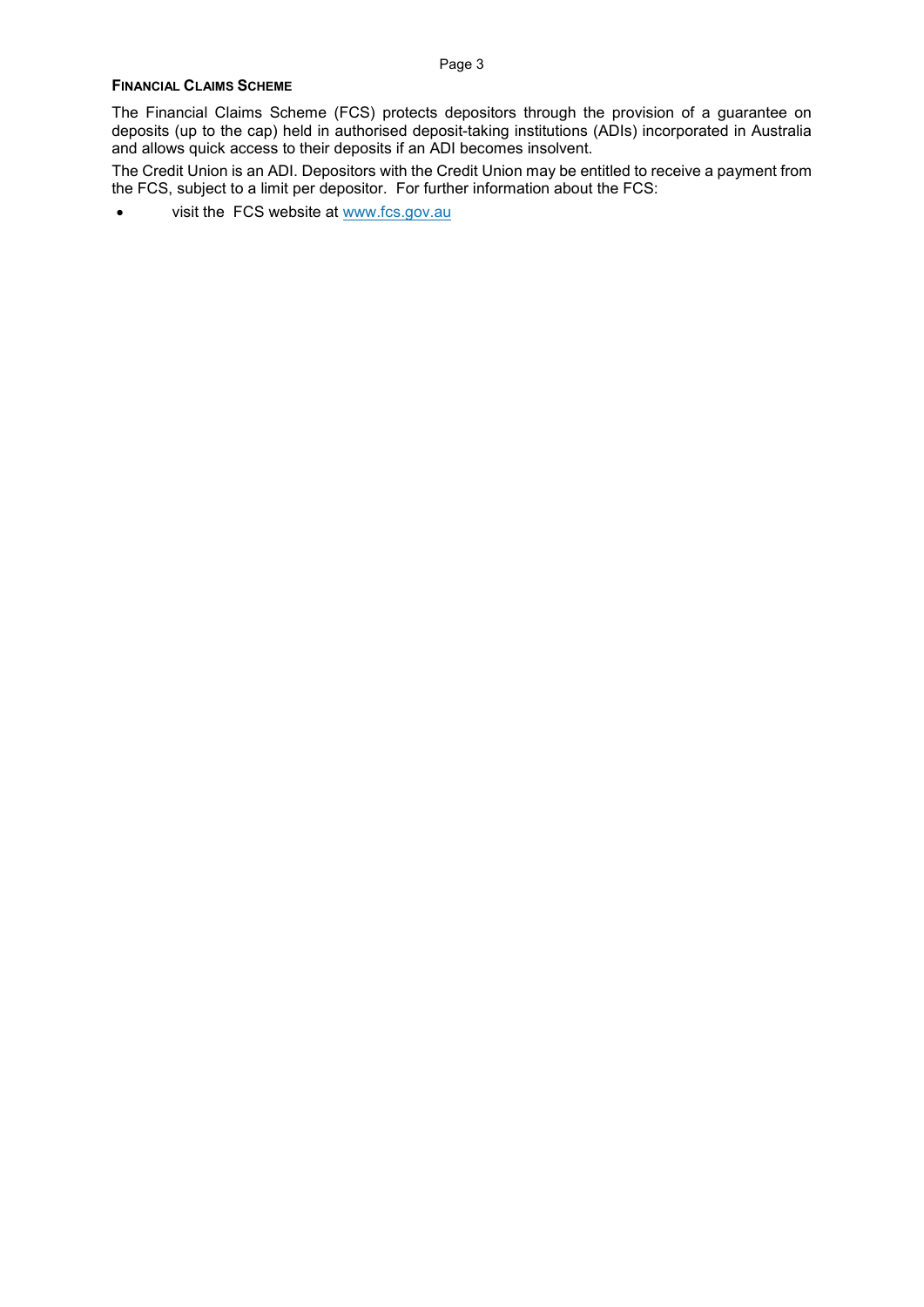## FINANCIAL CLAIMS SCHEME

The Financial Claims Scheme (FCS) protects depositors through the provision of a guarantee on deposits (up to the cap) held in authorised deposit-taking institutions (ADIs) incorporated in Australia and allows quick access to their deposits if an ADI becomes insolvent.

The Credit Union is an ADI. Depositors with the Credit Union may be entitled to receive a payment from the FCS, subject to a limit per depositor. For further information about the FCS:

- visit the FCS website at www.fcs.gov.au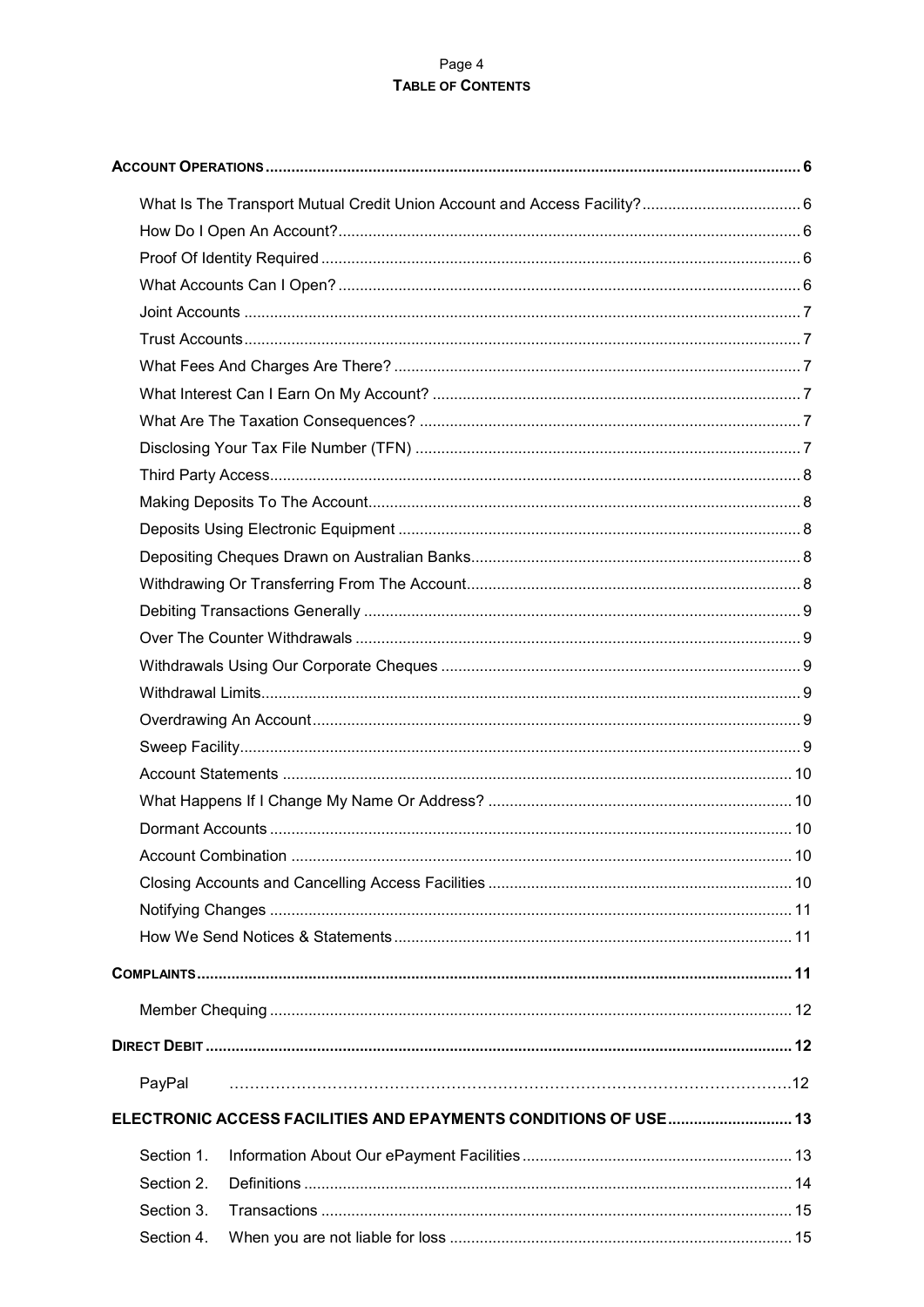# TABLE OF CONTENTS

**ACCOUNT OPERATIONS** ........ 6

- What Is The Transport Mutual Credit Union Account and Access Facility? ........ 6
- How Do I Open An Account? ........ 6
- Proof Of Identity Required ........ 6
- What Accounts Can I Open? ........ 6
- Joint Accounts ........ 7
- Trust Accounts ........ 7
- What Fees And Charges Are There? ........ 7
- What Interest Can I Earn On My Account? ........ 7
- What Are The Taxation Consequences? ........ 7
- Disclosing Your Tax File Number (TFN) ........ 7
- Third Party Access ........ 8
- Making Deposits To The Account ........ 8
- Deposits Using Electronic Equipment ........ 8
- Depositing Cheques Drawn on Australian Banks ........ 8
- Withdrawing Or Transferring From The Account ........ 8
- Debiting Transactions Generally ........ 9
- Over The Counter Withdrawals ........ 9
- Withdrawals Using Our Corporate Cheques ........ 9
- Withdrawal Limits ........ 9
- Overdrawing An Account ........ 9
- Sweep Facility ........ 9
- Account Statements ........ 10
- What Happens If I Change My Name Or Address? ........ 10
- Dormant Accounts ........ 10
- Account Combination ........ 10
- Closing Accounts and Cancelling Access Facilities ........ 10
- Notifying Changes ........ 11
- How We Send Notices & Statements ........ 11

**COMPLAINTS** ........ 11

- Member Chequing ........ 12

**DIRECT DEBIT** ........ 12

- PayPal ........ 12

**ELECTRONIC ACCESS FACILITIES AND EPAYMENTS CONDITIONS OF USE** ........ 13

- Section 1. Information About Our ePayment Facilities ........ 13
- Section 2. Definitions ........ 14
- Section 3. Transactions ........ 15
- Section 4. When you are not liable for loss ........ 15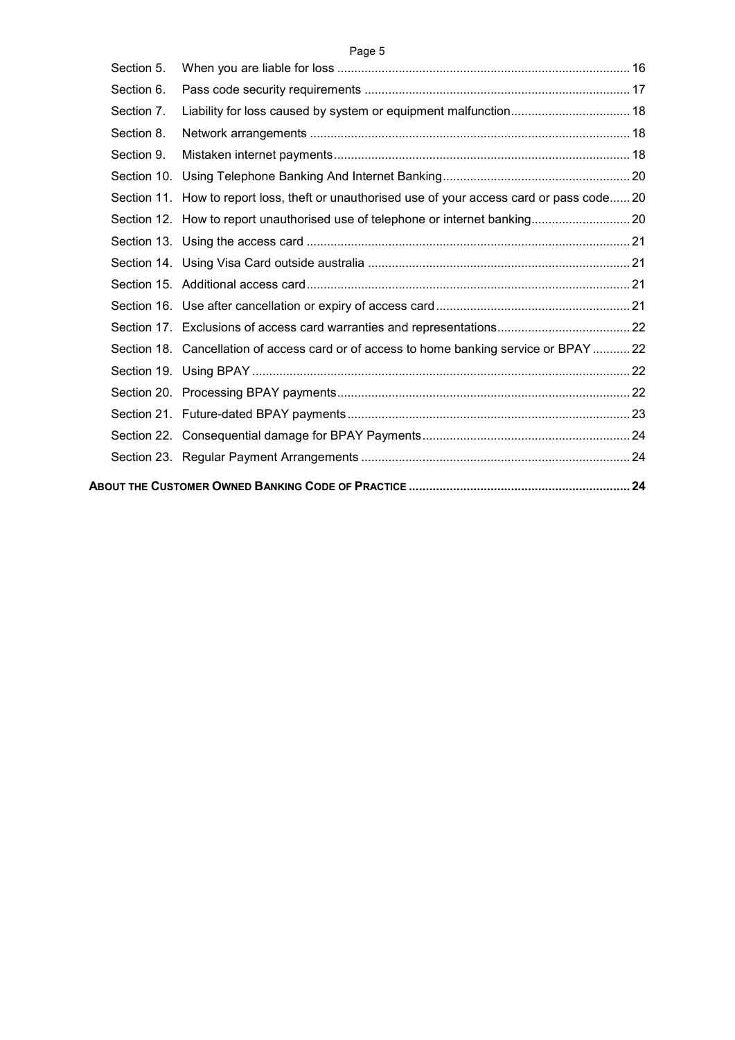| | | |
|---|---|---|
| Section 5. | When you are liable for loss | 16 |
| Section 6. | Pass code security requirements | 17 |
| Section 7. | Liability for loss caused by system or equipment malfunction | 18 |
| Section 8. | Network arrangements | 18 |
| Section 9. | Mistaken internet payments | 18 |
| Section 10. | Using Telephone Banking And Internet Banking | 20 |
| Section 11. | How to report loss, theft or unauthorised use of your access card or pass code | 20 |
| Section 12. | How to report unauthorised use of telephone or internet banking | 20 |
| Section 13. | Using the access card | 21 |
| Section 14. | Using Visa Card outside australia | 21 |
| Section 15. | Additional access card | 21 |
| Section 16. | Use after cancellation or expiry of access card | 21 |
| Section 17. | Exclusions of access card warranties and representations | 22 |
| Section 18. | Cancellation of access card or of access to home banking service or BPAY | 22 |
| Section 19. | Using BPAY | 22 |
| Section 20. | Processing BPAY payments | 22 |
| Section 21. | Future-dated BPAY payments | 23 |
| Section 22. | Consequential damage for BPAY Payments | 24 |
| Section 23. | Regular Payment Arrangements | 24 |

**ABOUT THE CUSTOMER OWNED BANKING CODE OF PRACTICE** ..... **24**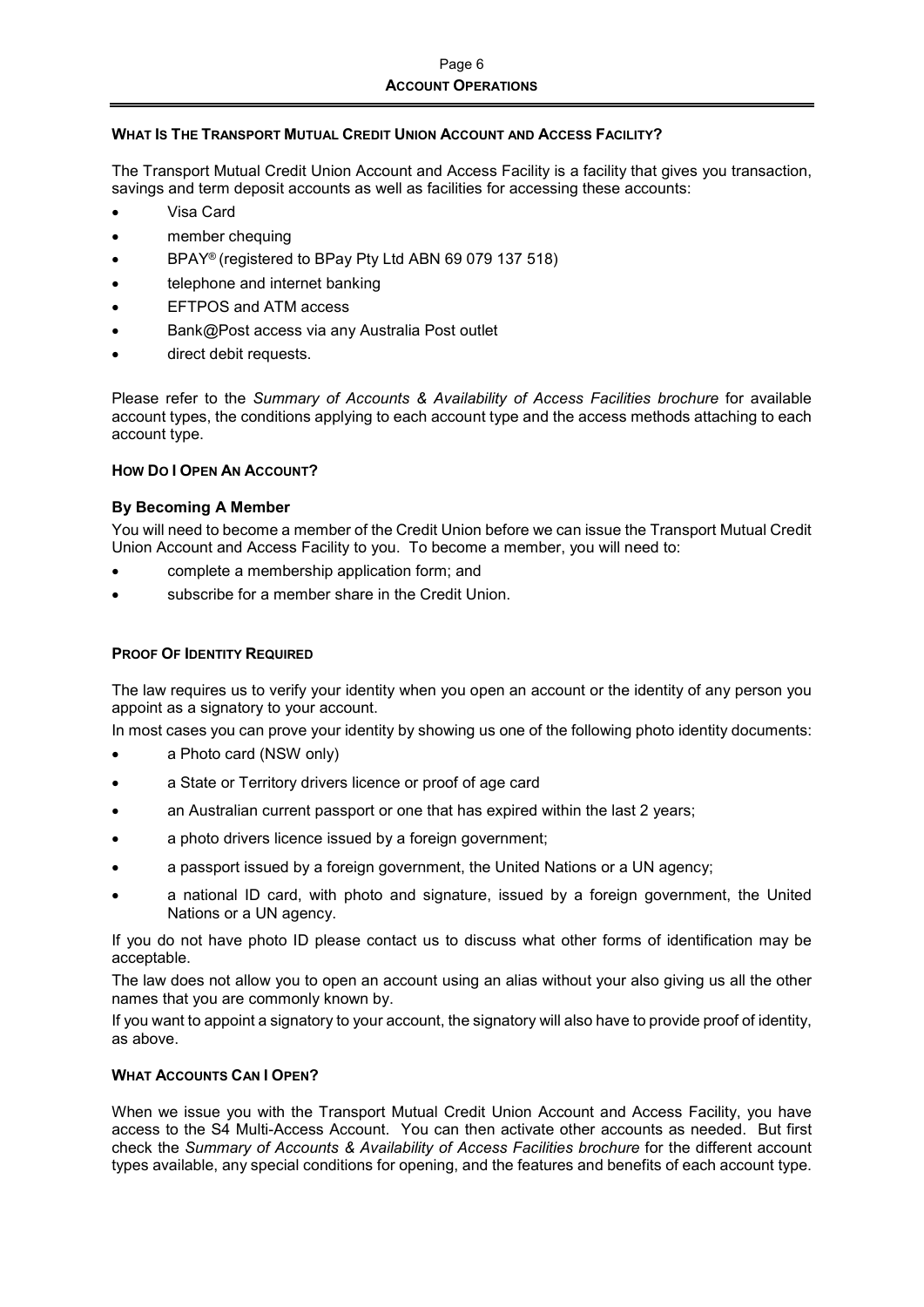# ACCOUNT OPERATIONS

## WHAT IS THE TRANSPORT MUTUAL CREDIT UNION ACCOUNT AND ACCESS FACILITY?

The Transport Mutual Credit Union Account and Access Facility is a facility that gives you transaction, savings and term deposit accounts as well as facilities for accessing these accounts:

- Visa Card
- member chequing
- BPAY® (registered to BPay Pty Ltd ABN 69 079 137 518)
- telephone and internet banking
- EFTPOS and ATM access
- Bank@Post access via any Australia Post outlet
- direct debit requests.

Please refer to the *Summary of Accounts & Availability of Access Facilities brochure* for available account types, the conditions applying to each account type and the access methods attaching to each account type.

## HOW DO I OPEN AN ACCOUNT?

### By Becoming A Member

You will need to become a member of the Credit Union before we can issue the Transport Mutual Credit Union Account and Access Facility to you. To become a member, you will need to:

- complete a membership application form; and
- subscribe for a member share in the Credit Union.

## PROOF OF IDENTITY REQUIRED

The law requires us to verify your identity when you open an account or the identity of any person you appoint as a signatory to your account.

In most cases you can prove your identity by showing us one of the following photo identity documents:

- a Photo card (NSW only)
- a State or Territory drivers licence or proof of age card
- an Australian current passport or one that has expired within the last 2 years;
- a photo drivers licence issued by a foreign government;
- a passport issued by a foreign government, the United Nations or a UN agency;
- a national ID card, with photo and signature, issued by a foreign government, the United Nations or a UN agency.

If you do not have photo ID please contact us to discuss what other forms of identification may be acceptable.

The law does not allow you to open an account using an alias without your also giving us all the other names that you are commonly known by.

If you want to appoint a signatory to your account, the signatory will also have to provide proof of identity, as above.

## WHAT ACCOUNTS CAN I OPEN?

When we issue you with the Transport Mutual Credit Union Account and Access Facility, you have access to the S4 Multi-Access Account. You can then activate other accounts as needed. But first check the *Summary of Accounts & Availability of Access Facilities brochure* for the different account types available, any special conditions for opening, and the features and benefits of each account type.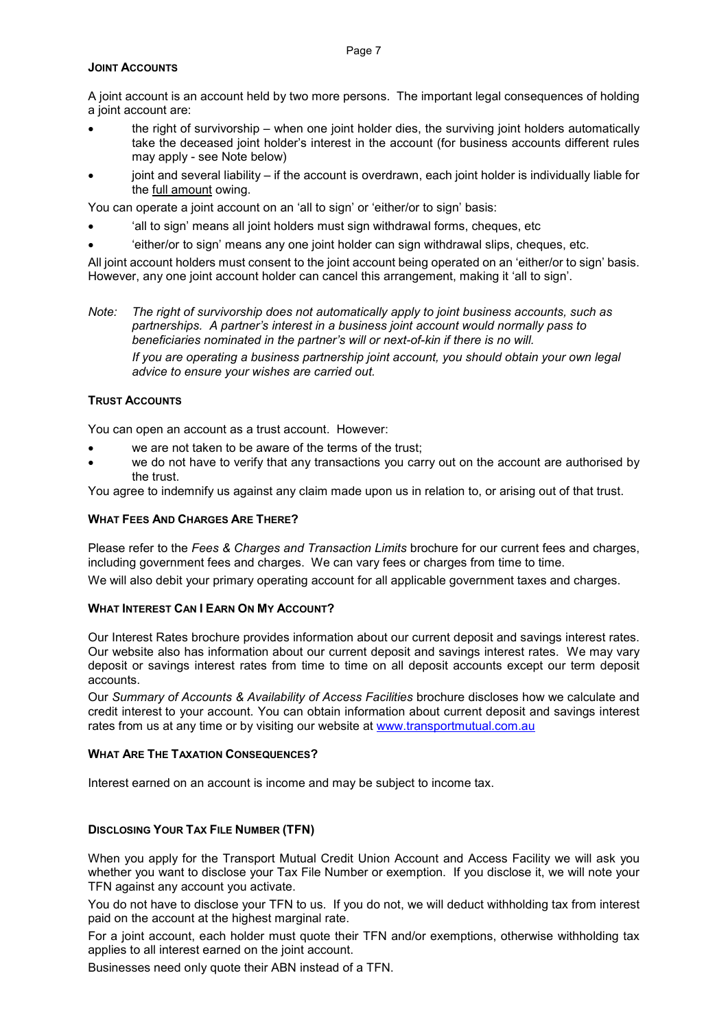## JOINT ACCOUNTS

A joint account is an account held by two more persons. The important legal consequences of holding a joint account are:

- the right of survivorship – when one joint holder dies, the surviving joint holders automatically take the deceased joint holder's interest in the account (for business accounts different rules may apply - see Note below)
- joint and several liability – if the account is overdrawn, each joint holder is individually liable for the full amount owing.

You can operate a joint account on an 'all to sign' or 'either/or to sign' basis:

- 'all to sign' means all joint holders must sign withdrawal forms, cheques, etc
- 'either/or to sign' means any one joint holder can sign withdrawal slips, cheques, etc.

All joint account holders must consent to the joint account being operated on an 'either/or to sign' basis. However, any one joint account holder can cancel this arrangement, making it 'all to sign'.

*Note: The right of survivorship does not automatically apply to joint business accounts, such as partnerships. A partner's interest in a business joint account would normally pass to beneficiaries nominated in the partner's will or next-of-kin if there is no will.*

*If you are operating a business partnership joint account, you should obtain your own legal advice to ensure your wishes are carried out.*

## TRUST ACCOUNTS

You can open an account as a trust account. However:

- we are not taken to be aware of the terms of the trust;
- we do not have to verify that any transactions you carry out on the account are authorised by the trust.

You agree to indemnify us against any claim made upon us in relation to, or arising out of that trust.

## WHAT FEES AND CHARGES ARE THERE?

Please refer to the *Fees & Charges and Transaction Limits* brochure for our current fees and charges, including government fees and charges. We can vary fees or charges from time to time.

We will also debit your primary operating account for all applicable government taxes and charges.

## WHAT INTEREST CAN I EARN ON MY ACCOUNT?

Our Interest Rates brochure provides information about our current deposit and savings interest rates. Our website also has information about our current deposit and savings interest rates. We may vary deposit or savings interest rates from time to time on all deposit accounts except our term deposit accounts.

Our *Summary of Accounts & Availability of Access Facilities* brochure discloses how we calculate and credit interest to your account. You can obtain information about current deposit and savings interest rates from us at any time or by visiting our website at www.transportmutual.com.au

## WHAT ARE THE TAXATION CONSEQUENCES?

Interest earned on an account is income and may be subject to income tax.

## DISCLOSING YOUR TAX FILE NUMBER (TFN)

When you apply for the Transport Mutual Credit Union Account and Access Facility we will ask you whether you want to disclose your Tax File Number or exemption. If you disclose it, we will note your TFN against any account you activate.

You do not have to disclose your TFN to us. If you do not, we will deduct withholding tax from interest paid on the account at the highest marginal rate.

For a joint account, each holder must quote their TFN and/or exemptions, otherwise withholding tax applies to all interest earned on the joint account.

Businesses need only quote their ABN instead of a TFN.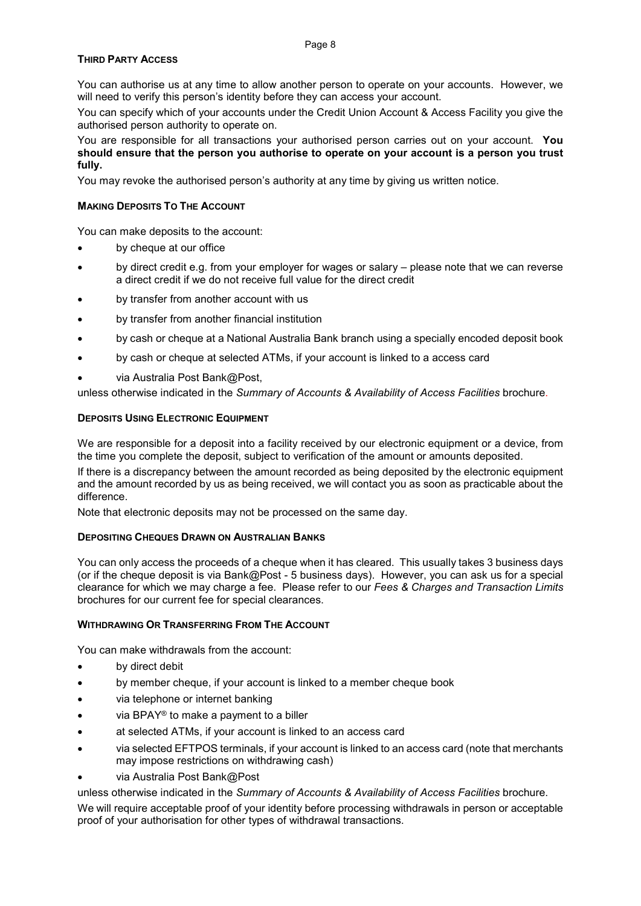## Third Party Access

You can authorise us at any time to allow another person to operate on your accounts. However, we will need to verify this person's identity before they can access your account.

You can specify which of your accounts under the Credit Union Account & Access Facility you give the authorised person authority to operate on.

You are responsible for all transactions your authorised person carries out on your account. **You should ensure that the person you authorise to operate on your account is a person you trust fully.**

You may revoke the authorised person's authority at any time by giving us written notice.

## Making Deposits To The Account

You can make deposits to the account:

- by cheque at our office
- by direct credit e.g. from your employer for wages or salary – please note that we can reverse a direct credit if we do not receive full value for the direct credit
- by transfer from another account with us
- by transfer from another financial institution
- by cash or cheque at a National Australia Bank branch using a specially encoded deposit book
- by cash or cheque at selected ATMs, if your account is linked to a access card
- via Australia Post Bank@Post,

unless otherwise indicated in the *Summary of Accounts & Availability of Access Facilities* brochure.

## Deposits Using Electronic Equipment

We are responsible for a deposit into a facility received by our electronic equipment or a device, from the time you complete the deposit, subject to verification of the amount or amounts deposited.

If there is a discrepancy between the amount recorded as being deposited by the electronic equipment and the amount recorded by us as being received, we will contact you as soon as practicable about the difference.

Note that electronic deposits may not be processed on the same day.

## Depositing Cheques Drawn On Australian Banks

You can only access the proceeds of a cheque when it has cleared. This usually takes 3 business days (or if the cheque deposit is via Bank@Post - 5 business days). However, you can ask us for a special clearance for which we may charge a fee. Please refer to our *Fees & Charges and Transaction Limits* brochures for our current fee for special clearances.

## Withdrawing Or Transferring From The Account

You can make withdrawals from the account:

- by direct debit
- by member cheque, if your account is linked to a member cheque book
- via telephone or internet banking
- via BPAY® to make a payment to a biller
- at selected ATMs, if your account is linked to an access card
- via selected EFTPOS terminals, if your account is linked to an access card (note that merchants may impose restrictions on withdrawing cash)
- via Australia Post Bank@Post

unless otherwise indicated in the *Summary of Accounts & Availability of Access Facilities* brochure.

We will require acceptable proof of your identity before processing withdrawals in person or acceptable proof of your authorisation for other types of withdrawal transactions.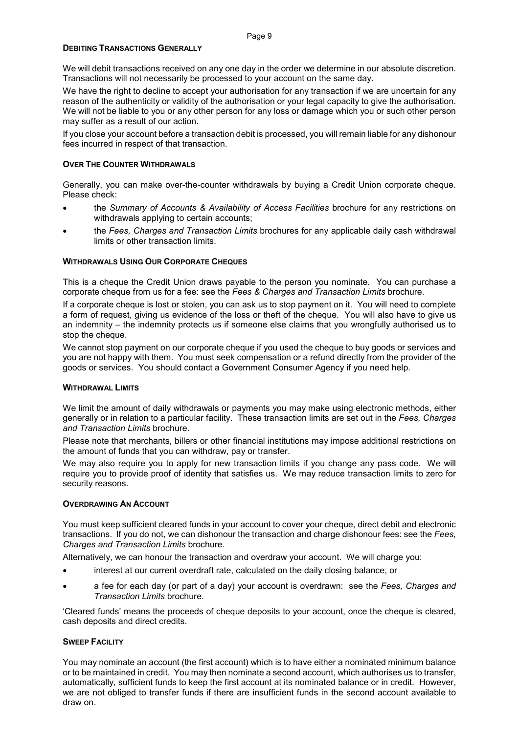## Debiting Transactions Generally

We will debit transactions received on any one day in the order we determine in our absolute discretion. Transactions will not necessarily be processed to your account on the same day.

We have the right to decline to accept your authorisation for any transaction if we are uncertain for any reason of the authenticity or validity of the authorisation or your legal capacity to give the authorisation. We will not be liable to you or any other person for any loss or damage which you or such other person may suffer as a result of our action.

If you close your account before a transaction debit is processed, you will remain liable for any dishonour fees incurred in respect of that transaction.

## Over The Counter Withdrawals

Generally, you can make over-the-counter withdrawals by buying a Credit Union corporate cheque. Please check:

- the *Summary of Accounts & Availability of Access Facilities* brochure for any restrictions on withdrawals applying to certain accounts;
- the *Fees, Charges and Transaction Limits* brochures for any applicable daily cash withdrawal limits or other transaction limits.

## Withdrawals Using Our Corporate Cheques

This is a cheque the Credit Union draws payable to the person you nominate. You can purchase a corporate cheque from us for a fee: see the *Fees & Charges and Transaction Limits* brochure.

If a corporate cheque is lost or stolen, you can ask us to stop payment on it. You will need to complete a form of request, giving us evidence of the loss or theft of the cheque. You will also have to give us an indemnity – the indemnity protects us if someone else claims that you wrongfully authorised us to stop the cheque.

We cannot stop payment on our corporate cheque if you used the cheque to buy goods or services and you are not happy with them. You must seek compensation or a refund directly from the provider of the goods or services. You should contact a Government Consumer Agency if you need help.

## Withdrawal Limits

We limit the amount of daily withdrawals or payments you may make using electronic methods, either generally or in relation to a particular facility. These transaction limits are set out in the *Fees, Charges and Transaction Limits* brochure.

Please note that merchants, billers or other financial institutions may impose additional restrictions on the amount of funds that you can withdraw, pay or transfer.

We may also require you to apply for new transaction limits if you change any pass code. We will require you to provide proof of identity that satisfies us. We may reduce transaction limits to zero for security reasons.

## Overdrawing An Account

You must keep sufficient cleared funds in your account to cover your cheque, direct debit and electronic transactions. If you do not, we can dishonour the transaction and charge dishonour fees: see the *Fees, Charges and Transaction Limits* brochure.

Alternatively, we can honour the transaction and overdraw your account. We will charge you:

- interest at our current overdraft rate, calculated on the daily closing balance, or
- a fee for each day (or part of a day) your account is overdrawn: see the *Fees, Charges and Transaction Limits* brochure.

'Cleared funds' means the proceeds of cheque deposits to your account, once the cheque is cleared, cash deposits and direct credits.

## Sweep Facility

You may nominate an account (the first account) which is to have either a nominated minimum balance or to be maintained in credit. You may then nominate a second account, which authorises us to transfer, automatically, sufficient funds to keep the first account at its nominated balance or in credit. However, we are not obliged to transfer funds if there are insufficient funds in the second account available to draw on.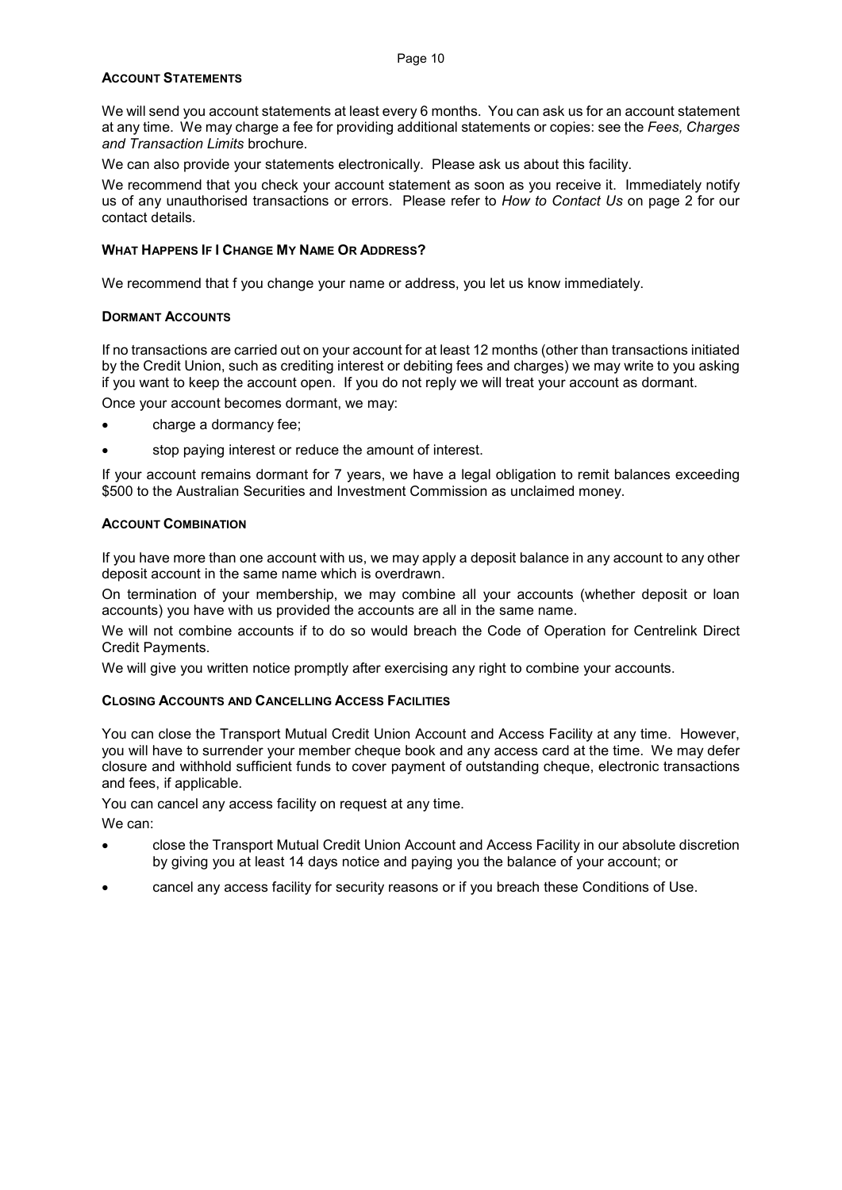### Account Statements

We will send you account statements at least every 6 months. You can ask us for an account statement at any time. We may charge a fee for providing additional statements or copies: see the *Fees, Charges and Transaction Limits* brochure.

We can also provide your statements electronically. Please ask us about this facility.

We recommend that you check your account statement as soon as you receive it. Immediately notify us of any unauthorised transactions or errors. Please refer to *How to Contact Us* on page 2 for our contact details.

### What Happens If I Change My Name Or Address?

We recommend that f you change your name or address, you let us know immediately.

### Dormant Accounts

If no transactions are carried out on your account for at least 12 months (other than transactions initiated by the Credit Union, such as crediting interest or debiting fees and charges) we may write to you asking if you want to keep the account open. If you do not reply we will treat your account as dormant.

Once your account becomes dormant, we may:

- charge a dormancy fee;
- stop paying interest or reduce the amount of interest.

If your account remains dormant for 7 years, we have a legal obligation to remit balances exceeding $500 to the Australian Securities and Investment Commission as unclaimed money.

### Account Combination

If you have more than one account with us, we may apply a deposit balance in any account to any other deposit account in the same name which is overdrawn.

On termination of your membership, we may combine all your accounts (whether deposit or loan accounts) you have with us provided the accounts are all in the same name.

We will not combine accounts if to do so would breach the Code of Operation for Centrelink Direct Credit Payments.

We will give you written notice promptly after exercising any right to combine your accounts.

### Closing Accounts and Cancelling Access Facilities

You can close the Transport Mutual Credit Union Account and Access Facility at any time. However, you will have to surrender your member cheque book and any access card at the time. We may defer closure and withhold sufficient funds to cover payment of outstanding cheque, electronic transactions and fees, if applicable.

You can cancel any access facility on request at any time.

We can:

- close the Transport Mutual Credit Union Account and Access Facility in our absolute discretion by giving you at least 14 days notice and paying you the balance of your account; or
- cancel any access facility for security reasons or if you breach these Conditions of Use.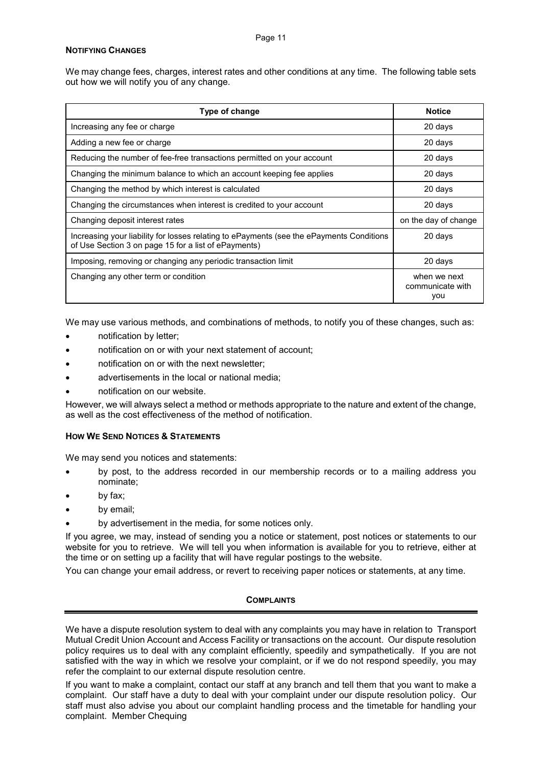## NOTIFYING CHANGES

We may change fees, charges, interest rates and other conditions at any time. The following table sets out how we will notify you of any change.

| Type of change | Notice |
|---|---|
| Increasing any fee or charge | 20 days |
| Adding a new fee or charge | 20 days |
| Reducing the number of fee-free transactions permitted on your account | 20 days |
| Changing the minimum balance to which an account keeping fee applies | 20 days |
| Changing the method by which interest is calculated | 20 days |
| Changing the circumstances when interest is credited to your account | 20 days |
| Changing deposit interest rates | on the day of change |
| Increasing your liability for losses relating to ePayments (see the ePayments Conditions of Use Section 3 on page 15 for a list of ePayments) | 20 days |
| Imposing, removing or changing any periodic transaction limit | 20 days |
| Changing any other term or condition | when we next communicate with you |

We may use various methods, and combinations of methods, to notify you of these changes, such as:

- notification by letter;
- notification on or with your next statement of account;
- notification on or with the next newsletter;
- advertisements in the local or national media;
- notification on our website.

However, we will always select a method or methods appropriate to the nature and extent of the change, as well as the cost effectiveness of the method of notification.

## HOW WE SEND NOTICES & STATEMENTS

We may send you notices and statements:

- by post, to the address recorded in our membership records or to a mailing address you nominate;
- by fax;
- by email;
- by advertisement in the media, for some notices only.

If you agree, we may, instead of sending you a notice or statement, post notices or statements to our website for you to retrieve. We will tell you when information is available for you to retrieve, either at the time or on setting up a facility that will have regular postings to the website.

You can change your email address, or revert to receiving paper notices or statements, at any time.

# COMPLAINTS

We have a dispute resolution system to deal with any complaints you may have in relation to Transport Mutual Credit Union Account and Access Facility or transactions on the account. Our dispute resolution policy requires us to deal with any complaint efficiently, speedily and sympathetically. If you are not satisfied with the way in which we resolve your complaint, or if we do not respond speedily, you may refer the complaint to our external dispute resolution centre.

If you want to make a complaint, contact our staff at any branch and tell them that you want to make a complaint. Our staff have a duty to deal with your complaint under our dispute resolution policy. Our staff must also advise you about our complaint handling process and the timetable for handling your complaint. Member Chequing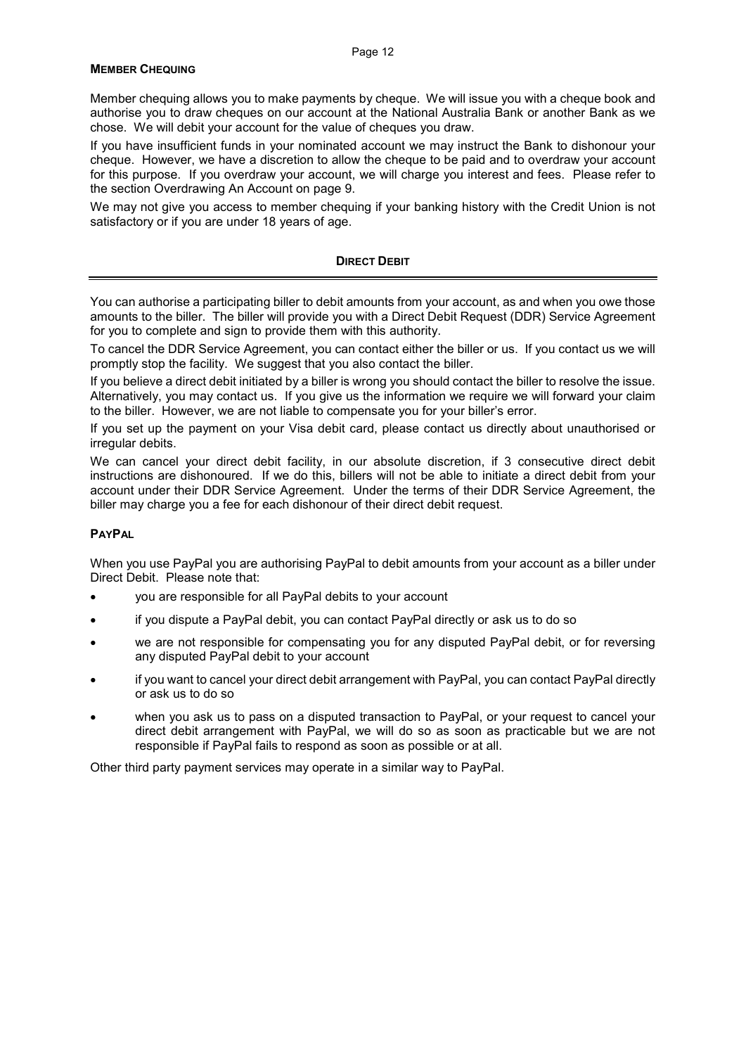### MEMBER CHEQUING

Member chequing allows you to make payments by cheque. We will issue you with a cheque book and authorise you to draw cheques on our account at the National Australia Bank or another Bank as we chose. We will debit your account for the value of cheques you draw.

If you have insufficient funds in your nominated account we may instruct the Bank to dishonour your cheque. However, we have a discretion to allow the cheque to be paid and to overdraw your account for this purpose. If you overdraw your account, we will charge you interest and fees. Please refer to the section Overdrawing An Account on page 9.

We may not give you access to member chequing if your banking history with the Credit Union is not satisfactory or if you are under 18 years of age.

## DIRECT DEBIT

You can authorise a participating biller to debit amounts from your account, as and when you owe those amounts to the biller. The biller will provide you with a Direct Debit Request (DDR) Service Agreement for you to complete and sign to provide them with this authority.

To cancel the DDR Service Agreement, you can contact either the biller or us. If you contact us we will promptly stop the facility. We suggest that you also contact the biller.

If you believe a direct debit initiated by a biller is wrong you should contact the biller to resolve the issue. Alternatively, you may contact us. If you give us the information we require we will forward your claim to the biller. However, we are not liable to compensate you for your biller's error.

If you set up the payment on your Visa debit card, please contact us directly about unauthorised or irregular debits.

We can cancel your direct debit facility, in our absolute discretion, if 3 consecutive direct debit instructions are dishonoured. If we do this, billers will not be able to initiate a direct debit from your account under their DDR Service Agreement. Under the terms of their DDR Service Agreement, the biller may charge you a fee for each dishonour of their direct debit request.

### PAYPAL

When you use PayPal you are authorising PayPal to debit amounts from your account as a biller under Direct Debit. Please note that:

- you are responsible for all PayPal debits to your account
- if you dispute a PayPal debit, you can contact PayPal directly or ask us to do so
- we are not responsible for compensating you for any disputed PayPal debit, or for reversing any disputed PayPal debit to your account
- if you want to cancel your direct debit arrangement with PayPal, you can contact PayPal directly or ask us to do so
- when you ask us to pass on a disputed transaction to PayPal, or your request to cancel your direct debit arrangement with PayPal, we will do so as soon as practicable but we are not responsible if PayPal fails to respond as soon as possible or at all.

Other third party payment services may operate in a similar way to PayPal.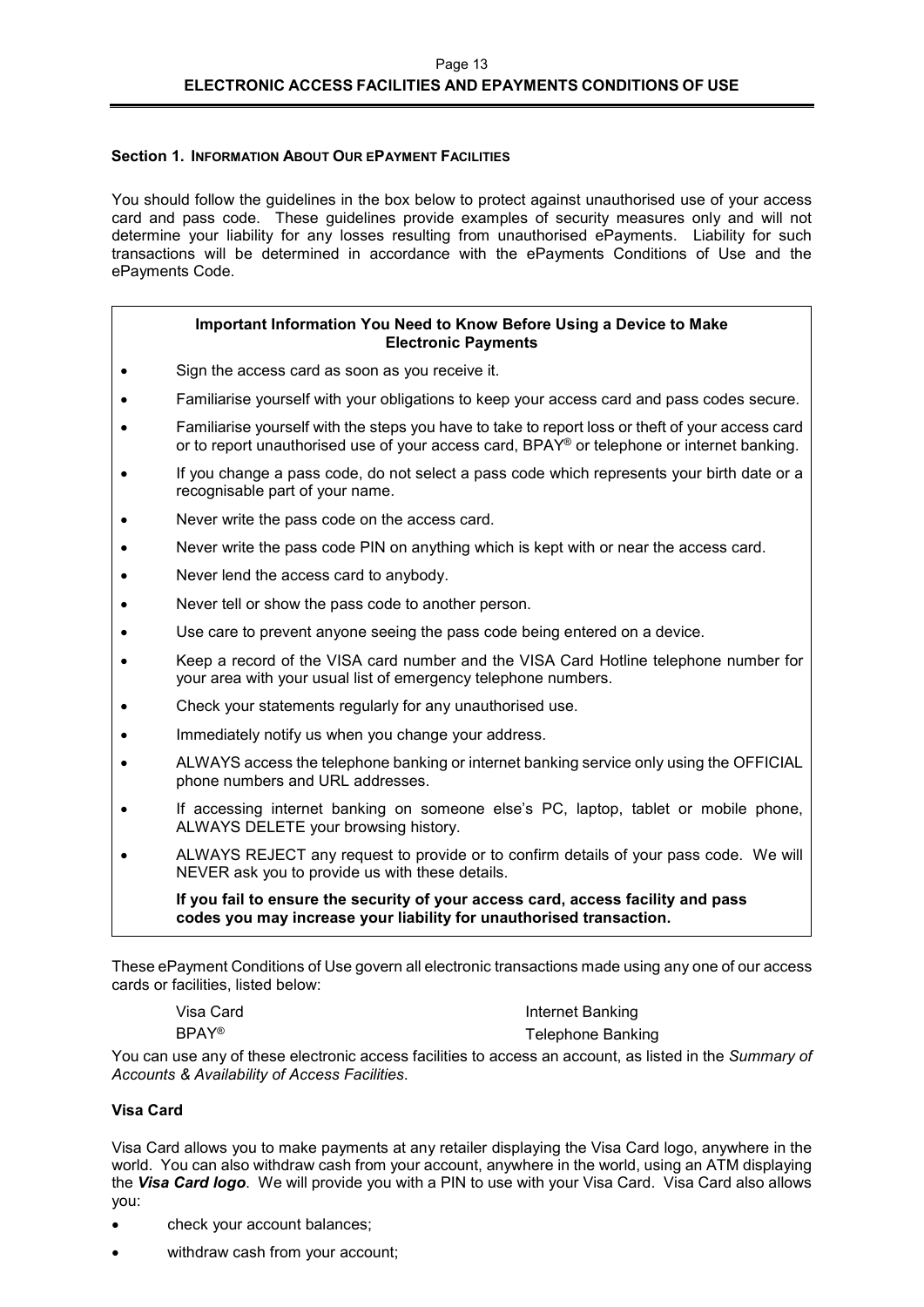## Section 1. Information About Our ePayment Facilities

You should follow the guidelines in the box below to protect against unauthorised use of your access card and pass code. These guidelines provide examples of security measures only and will not determine your liability for any losses resulting from unauthorised ePayments. Liability for such transactions will be determined in accordance with the ePayments Conditions of Use and the ePayments Code.

**Important Information You Need to Know Before Using a Device to Make Electronic Payments**

- Sign the access card as soon as you receive it.
- Familiarise yourself with your obligations to keep your access card and pass codes secure.
- Familiarise yourself with the steps you have to take to report loss or theft of your access card or to report unauthorised use of your access card, BPAY® or telephone or internet banking.
- If you change a pass code, do not select a pass code which represents your birth date or a recognisable part of your name.
- Never write the pass code on the access card.
- Never write the pass code PIN on anything which is kept with or near the access card.
- Never lend the access card to anybody.
- Never tell or show the pass code to another person.
- Use care to prevent anyone seeing the pass code being entered on a device.
- Keep a record of the VISA card number and the VISA Card Hotline telephone number for your area with your usual list of emergency telephone numbers.
- Check your statements regularly for any unauthorised use.
- Immediately notify us when you change your address.
- ALWAYS access the telephone banking or internet banking service only using the OFFICIAL phone numbers and URL addresses.
- If accessing internet banking on someone else's PC, laptop, tablet or mobile phone, ALWAYS DELETE your browsing history.
- ALWAYS REJECT any request to provide or to confirm details of your pass code. We will NEVER ask you to provide us with these details.

**If you fail to ensure the security of your access card, access facility and pass codes you may increase your liability for unauthorised transaction.**

These ePayment Conditions of Use govern all electronic transactions made using any one of our access cards or facilities, listed below:

- Visa Card
- BPAY®
- Internet Banking
- Telephone Banking

You can use any of these electronic access facilities to access an account, as listed in the *Summary of Accounts & Availability of Access Facilities*.

### Visa Card

Visa Card allows you to make payments at any retailer displaying the Visa Card logo, anywhere in the world. You can also withdraw cash from your account, anywhere in the world, using an ATM displaying the ***Visa Card logo***. We will provide you with a PIN to use with your Visa Card. Visa Card also allows you:

- check your account balances;
- withdraw cash from your account;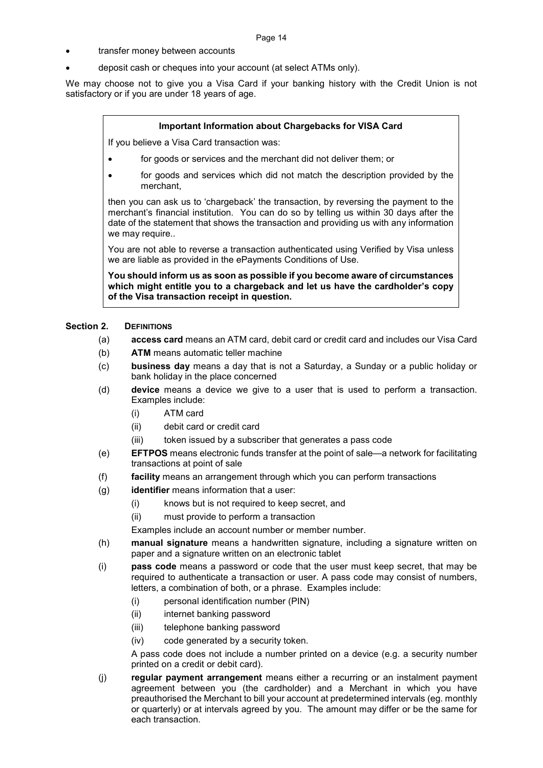- transfer money between accounts
- deposit cash or cheques into your account (at select ATMs only).

We may choose not to give you a Visa Card if your banking history with the Credit Union is not satisfactory or if you are under 18 years of age.

> **Important Information about Chargebacks for VISA Card**
>
> If you believe a Visa Card transaction was:
>
> - for goods or services and the merchant did not deliver them; or
> - for goods and services which did not match the description provided by the merchant,
>
> then you can ask us to 'chargeback' the transaction, by reversing the payment to the merchant's financial institution. You can do so by telling us within 30 days after the date of the statement that shows the transaction and providing us with any information we may require..
>
> You are not able to reverse a transaction authenticated using Verified by Visa unless we are liable as provided in the ePayments Conditions of Use.
>
> **You should inform us as soon as possible if you become aware of circumstances which might entitle you to a chargeback and let us have the cardholder's copy of the Visa transaction receipt in question.**

## Section 2. DEFINITIONS

(a) **access card** means an ATM card, debit card or credit card and includes our Visa Card

(b) **ATM** means automatic teller machine

(c) **business day** means a day that is not a Saturday, a Sunday or a public holiday or bank holiday in the place concerned

(d) **device** means a device we give to a user that is used to perform a transaction. Examples include:
   (i) ATM card
   (ii) debit card or credit card
   (iii) token issued by a subscriber that generates a pass code

(e) **EFTPOS** means electronic funds transfer at the point of sale—a network for facilitating transactions at point of sale

(f) **facility** means an arrangement through which you can perform transactions

(g) **identifier** means information that a user:
   (i) knows but is not required to keep secret, and
   (ii) must provide to perform a transaction

   Examples include an account number or member number.

(h) **manual signature** means a handwritten signature, including a signature written on paper and a signature written on an electronic tablet

(i) **pass code** means a password or code that the user must keep secret, that may be required to authenticate a transaction or user. A pass code may consist of numbers, letters, a combination of both, or a phrase. Examples include:
   (i) personal identification number (PIN)
   (ii) internet banking password
   (iii) telephone banking password
   (iv) code generated by a security token.

   A pass code does not include a number printed on a device (e.g. a security number printed on a credit or debit card).

(j) **regular payment arrangement** means either a recurring or an instalment payment agreement between you (the cardholder) and a Merchant in which you have preauthorised the Merchant to bill your account at predetermined intervals (eg. monthly or quarterly) or at intervals agreed by you. The amount may differ or be the same for each transaction.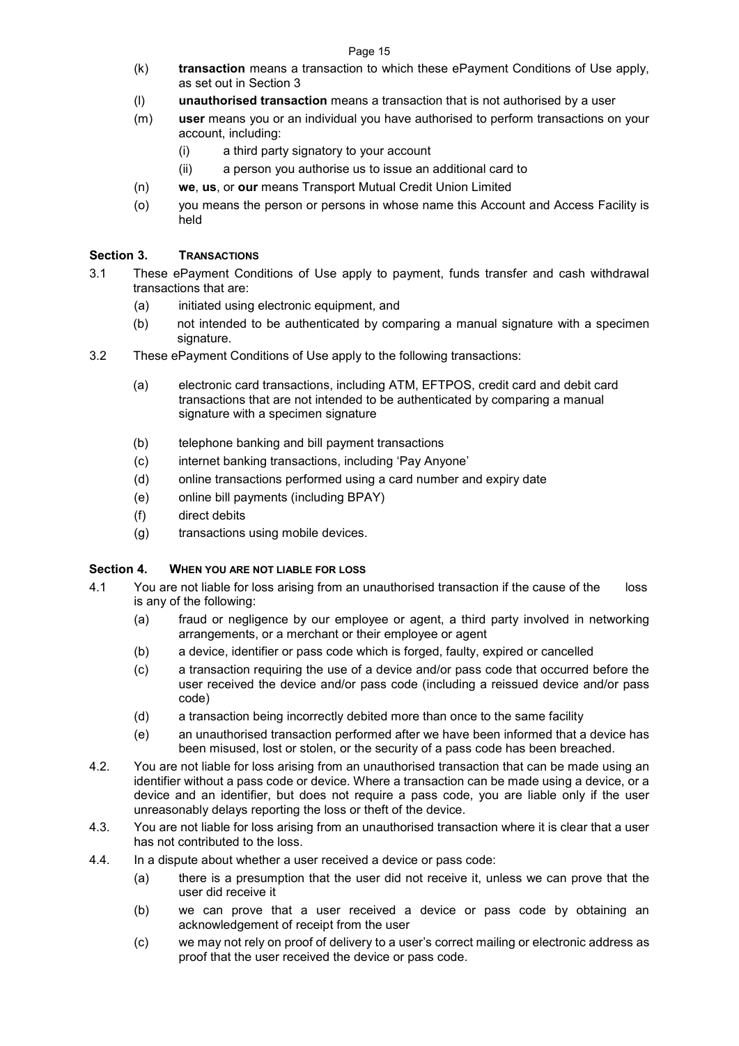(k) **transaction** means a transaction to which these ePayment Conditions of Use apply, as set out in Section 3

(l) **unauthorised transaction** means a transaction that is not authorised by a user

(m) **user** means you or an individual you have authorised to perform transactions on your account, including:

   (i) a third party signatory to your account

   (ii) a person you authorise us to issue an additional card to

(n) **we**, **us**, or **our** means Transport Mutual Credit Union Limited

(o) you means the person or persons in whose name this Account and Access Facility is held

## Section 3. TRANSACTIONS

3.1 These ePayment Conditions of Use apply to payment, funds transfer and cash withdrawal transactions that are:

   (a) initiated using electronic equipment, and

   (b) not intended to be authenticated by comparing a manual signature with a specimen signature.

3.2 These ePayment Conditions of Use apply to the following transactions:

   (a) electronic card transactions, including ATM, EFTPOS, credit card and debit card transactions that are not intended to be authenticated by comparing a manual signature with a specimen signature

   (b) telephone banking and bill payment transactions

   (c) internet banking transactions, including 'Pay Anyone'

   (d) online transactions performed using a card number and expiry date

   (e) online bill payments (including BPAY)

   (f) direct debits

   (g) transactions using mobile devices.

## Section 4. WHEN YOU ARE NOT LIABLE FOR LOSS

4.1 You are not liable for loss arising from an unauthorised transaction if the cause of the loss is any of the following:

   (a) fraud or negligence by our employee or agent, a third party involved in networking arrangements, or a merchant or their employee or agent

   (b) a device, identifier or pass code which is forged, faulty, expired or cancelled

   (c) a transaction requiring the use of a device and/or pass code that occurred before the user received the device and/or pass code (including a reissued device and/or pass code)

   (d) a transaction being incorrectly debited more than once to the same facility

   (e) an unauthorised transaction performed after we have been informed that a device has been misused, lost or stolen, or the security of a pass code has been breached.

4.2. You are not liable for loss arising from an unauthorised transaction that can be made using an identifier without a pass code or device. Where a transaction can be made using a device, or a device and an identifier, but does not require a pass code, you are liable only if the user unreasonably delays reporting the loss or theft of the device.

4.3. You are not liable for loss arising from an unauthorised transaction where it is clear that a user has not contributed to the loss.

4.4. In a dispute about whether a user received a device or pass code:

   (a) there is a presumption that the user did not receive it, unless we can prove that the user did receive it

   (b) we can prove that a user received a device or pass code by obtaining an acknowledgement of receipt from the user

   (c) we may not rely on proof of delivery to a user's correct mailing or electronic address as proof that the user received the device or pass code.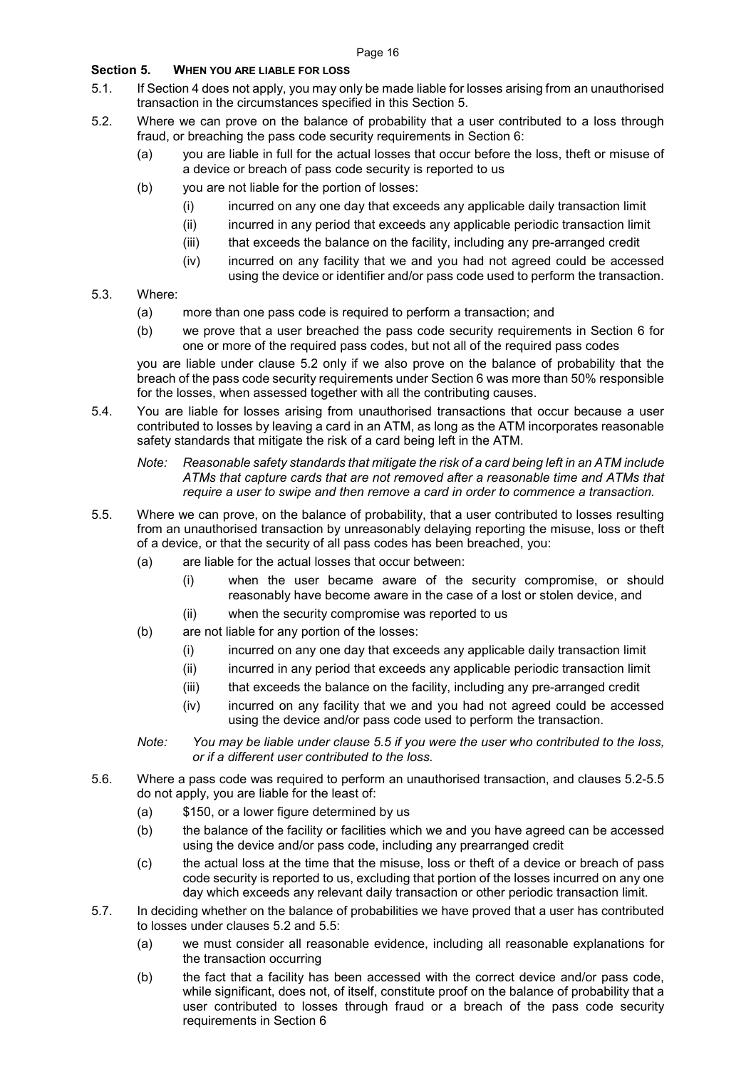## Section 5. WHEN YOU ARE LIABLE FOR LOSS

5.1. If Section 4 does not apply, you may only be made liable for losses arising from an unauthorised transaction in the circumstances specified in this Section 5.

5.2. Where we can prove on the balance of probability that a user contributed to a loss through fraud, or breaching the pass code security requirements in Section 6:

- (a) you are liable in full for the actual losses that occur before the loss, theft or misuse of a device or breach of pass code security is reported to us
- (b) you are not liable for the portion of losses:
  - (i) incurred on any one day that exceeds any applicable daily transaction limit
  - (ii) incurred in any period that exceeds any applicable periodic transaction limit
  - (iii) that exceeds the balance on the facility, including any pre-arranged credit
  - (iv) incurred on any facility that we and you had not agreed could be accessed using the device or identifier and/or pass code used to perform the transaction.

5.3. Where:

- (a) more than one pass code is required to perform a transaction; and
- (b) we prove that a user breached the pass code security requirements in Section 6 for one or more of the required pass codes, but not all of the required pass codes

you are liable under clause 5.2 only if we also prove on the balance of probability that the breach of the pass code security requirements under Section 6 was more than 50% responsible for the losses, when assessed together with all the contributing causes.

5.4. You are liable for losses arising from unauthorised transactions that occur because a user contributed to losses by leaving a card in an ATM, as long as the ATM incorporates reasonable safety standards that mitigate the risk of a card being left in the ATM.

*Note: Reasonable safety standards that mitigate the risk of a card being left in an ATM include ATMs that capture cards that are not removed after a reasonable time and ATMs that require a user to swipe and then remove a card in order to commence a transaction.*

5.5. Where we can prove, on the balance of probability, that a user contributed to losses resulting from an unauthorised transaction by unreasonably delaying reporting the misuse, loss or theft of a device, or that the security of all pass codes has been breached, you:

- (a) are liable for the actual losses that occur between:
  - (i) when the user became aware of the security compromise, or should reasonably have become aware in the case of a lost or stolen device, and
  - (ii) when the security compromise was reported to us
- (b) are not liable for any portion of the losses:
  - (i) incurred on any one day that exceeds any applicable daily transaction limit
  - (ii) incurred in any period that exceeds any applicable periodic transaction limit
  - (iii) that exceeds the balance on the facility, including any pre-arranged credit
  - (iv) incurred on any facility that we and you had not agreed could be accessed using the device and/or pass code used to perform the transaction.

*Note: You may be liable under clause 5.5 if you were the user who contributed to the loss, or if a different user contributed to the loss.*

5.6. Where a pass code was required to perform an unauthorised transaction, and clauses 5.2-5.5 do not apply, you are liable for the least of:

- (a) $150, or a lower figure determined by us
- (b) the balance of the facility or facilities which we and you have agreed can be accessed using the device and/or pass code, including any prearranged credit
- (c) the actual loss at the time that the misuse, loss or theft of a device or breach of pass code security is reported to us, excluding that portion of the losses incurred on any one day which exceeds any relevant daily transaction or other periodic transaction limit.

5.7. In deciding whether on the balance of probabilities we have proved that a user has contributed to losses under clauses 5.2 and 5.5:

- (a) we must consider all reasonable evidence, including all reasonable explanations for the transaction occurring
- (b) the fact that a facility has been accessed with the correct device and/or pass code, while significant, does not, of itself, constitute proof on the balance of probability that a user contributed to losses through fraud or a breach of the pass code security requirements in Section 6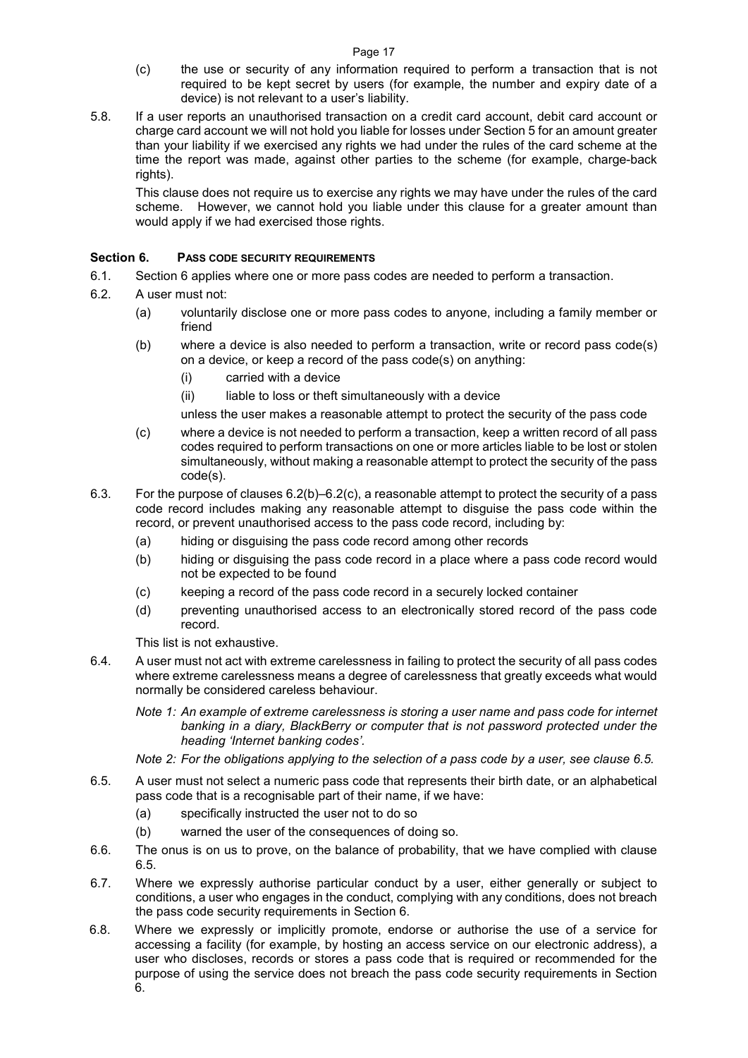(c) the use or security of any information required to perform a transaction that is not required to be kept secret by users (for example, the number and expiry date of a device) is not relevant to a user's liability.

5.8. If a user reports an unauthorised transaction on a credit card account, debit card account or charge card account we will not hold you liable for losses under Section 5 for an amount greater than your liability if we exercised any rights we had under the rules of the card scheme at the time the report was made, against other parties to the scheme (for example, charge-back rights).

This clause does not require us to exercise any rights we may have under the rules of the card scheme. However, we cannot hold you liable under this clause for a greater amount than would apply if we had exercised those rights.

## Section 6. PASS CODE SECURITY REQUIREMENTS

6.1. Section 6 applies where one or more pass codes are needed to perform a transaction.

6.2. A user must not:

(a) voluntarily disclose one or more pass codes to anyone, including a family member or friend

(b) where a device is also needed to perform a transaction, write or record pass code(s) on a device, or keep a record of the pass code(s) on anything:

(i) carried with a device

(ii) liable to loss or theft simultaneously with a device

unless the user makes a reasonable attempt to protect the security of the pass code

(c) where a device is not needed to perform a transaction, keep a written record of all pass codes required to perform transactions on one or more articles liable to be lost or stolen simultaneously, without making a reasonable attempt to protect the security of the pass code(s).

6.3. For the purpose of clauses 6.2(b)–6.2(c), a reasonable attempt to protect the security of a pass code record includes making any reasonable attempt to disguise the pass code within the record, or prevent unauthorised access to the pass code record, including by:

(a) hiding or disguising the pass code record among other records

(b) hiding or disguising the pass code record in a place where a pass code record would not be expected to be found

(c) keeping a record of the pass code record in a securely locked container

(d) preventing unauthorised access to an electronically stored record of the pass code record.

This list is not exhaustive.

6.4. A user must not act with extreme carelessness in failing to protect the security of all pass codes where extreme carelessness means a degree of carelessness that greatly exceeds what would normally be considered careless behaviour.

*Note 1: An example of extreme carelessness is storing a user name and pass code for internet banking in a diary, BlackBerry or computer that is not password protected under the heading 'Internet banking codes'.*

*Note 2: For the obligations applying to the selection of a pass code by a user, see clause 6.5.*

6.5. A user must not select a numeric pass code that represents their birth date, or an alphabetical pass code that is a recognisable part of their name, if we have:

(a) specifically instructed the user not to do so

(b) warned the user of the consequences of doing so.

6.6. The onus is on us to prove, on the balance of probability, that we have complied with clause 6.5.

6.7. Where we expressly authorise particular conduct by a user, either generally or subject to conditions, a user who engages in the conduct, complying with any conditions, does not breach the pass code security requirements in Section 6.

6.8. Where we expressly or implicitly promote, endorse or authorise the use of a service for accessing a facility (for example, by hosting an access service on our electronic address), a user who discloses, records or stores a pass code that is required or recommended for the purpose of using the service does not breach the pass code security requirements in Section 6.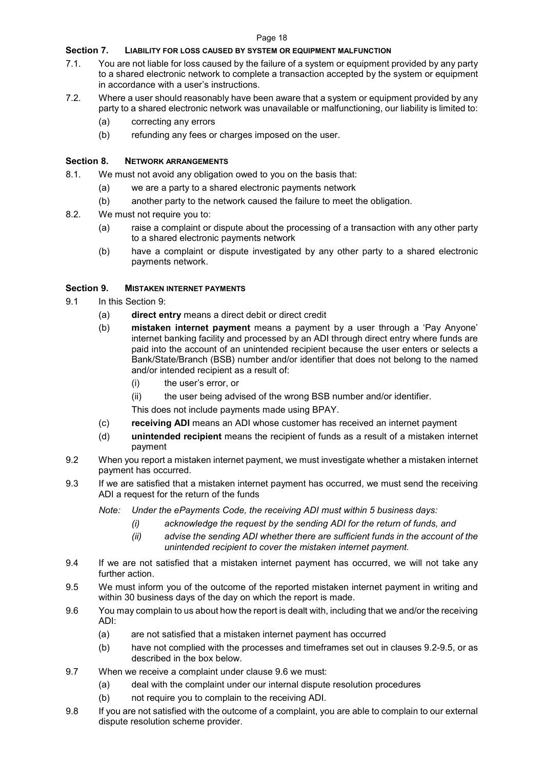## Section 7. LIABILITY FOR LOSS CAUSED BY SYSTEM OR EQUIPMENT MALFUNCTION

7.1. You are not liable for loss caused by the failure of a system or equipment provided by any party to a shared electronic network to complete a transaction accepted by the system or equipment in accordance with a user's instructions.

7.2. Where a user should reasonably have been aware that a system or equipment provided by any party to a shared electronic network was unavailable or malfunctioning, our liability is limited to:

(a) correcting any errors

(b) refunding any fees or charges imposed on the user.

## Section 8. NETWORK ARRANGEMENTS

8.1. We must not avoid any obligation owed to you on the basis that:

(a) we are a party to a shared electronic payments network

(b) another party to the network caused the failure to meet the obligation.

8.2. We must not require you to:

(a) raise a complaint or dispute about the processing of a transaction with any other party to a shared electronic payments network

(b) have a complaint or dispute investigated by any other party to a shared electronic payments network.

## Section 9. MISTAKEN INTERNET PAYMENTS

9.1 In this Section 9:

(a) **direct entry** means a direct debit or direct credit

(b) **mistaken internet payment** means a payment by a user through a 'Pay Anyone' internet banking facility and processed by an ADI through direct entry where funds are paid into the account of an unintended recipient because the user enters or selects a Bank/State/Branch (BSB) number and/or identifier that does not belong to the named and/or intended recipient as a result of:

(i) the user's error, or

(ii) the user being advised of the wrong BSB number and/or identifier.

This does not include payments made using BPAY.

(c) **receiving ADI** means an ADI whose customer has received an internet payment

(d) **unintended recipient** means the recipient of funds as a result of a mistaken internet payment

9.2 When you report a mistaken internet payment, we must investigate whether a mistaken internet payment has occurred.

9.3 If we are satisfied that a mistaken internet payment has occurred, we must send the receiving ADI a request for the return of the funds

*Note: Under the ePayments Code, the receiving ADI must within 5 business days:*

*(i) acknowledge the request by the sending ADI for the return of funds, and*

*(ii) advise the sending ADI whether there are sufficient funds in the account of the unintended recipient to cover the mistaken internet payment.*

9.4 If we are not satisfied that a mistaken internet payment has occurred, we will not take any further action.

9.5 We must inform you of the outcome of the reported mistaken internet payment in writing and within 30 business days of the day on which the report is made.

9.6 You may complain to us about how the report is dealt with, including that we and/or the receiving ADI:

(a) are not satisfied that a mistaken internet payment has occurred

(b) have not complied with the processes and timeframes set out in clauses 9.2-9.5, or as described in the box below.

9.7 When we receive a complaint under clause 9.6 we must:

(a) deal with the complaint under our internal dispute resolution procedures

(b) not require you to complain to the receiving ADI.

9.8 If you are not satisfied with the outcome of a complaint, you are able to complain to our external dispute resolution scheme provider.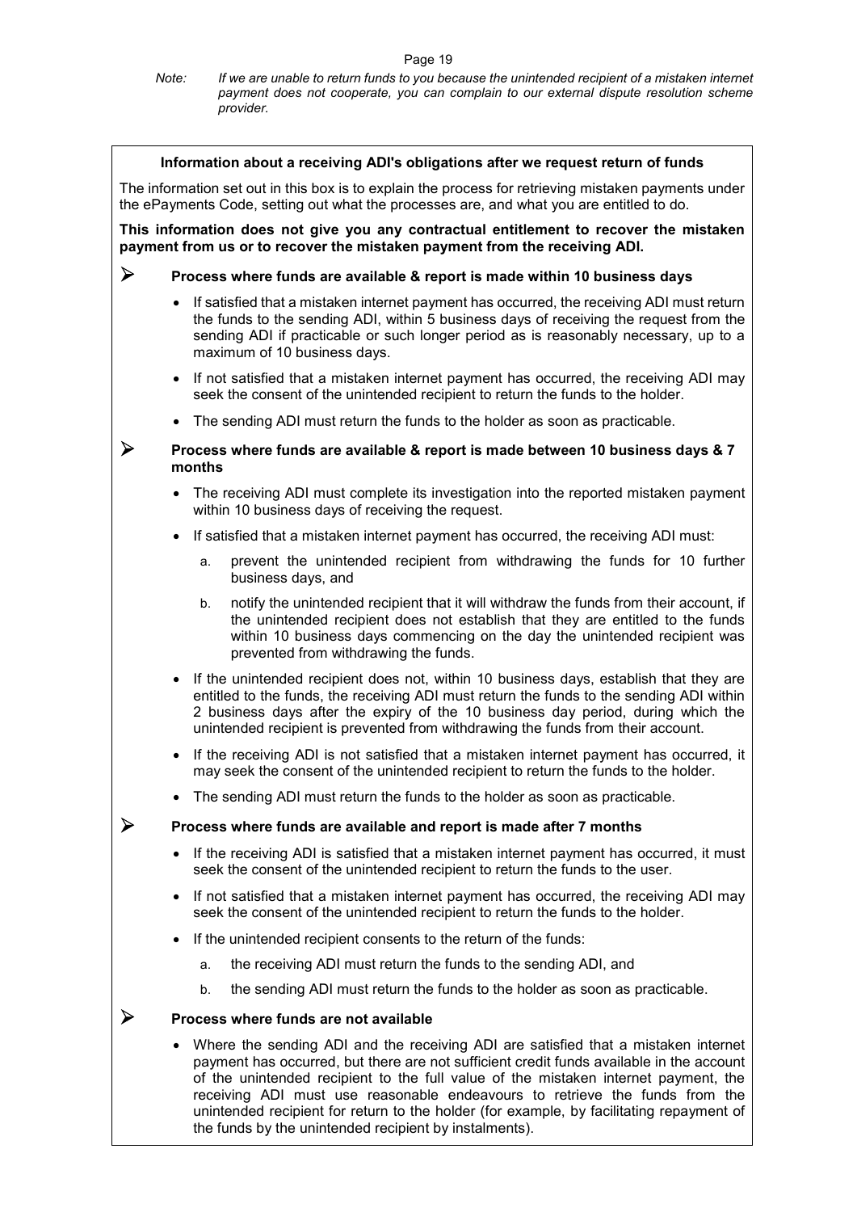*Note: If we are unable to return funds to you because the unintended recipient of a mistaken internet payment does not cooperate, you can complain to our external dispute resolution scheme provider.*

**Information about a receiving ADI's obligations after we request return of funds**

The information set out in this box is to explain the process for retrieving mistaken payments under the ePayments Code, setting out what the processes are, and what you are entitled to do.

**This information does not give you any contractual entitlement to recover the mistaken payment from us or to recover the mistaken payment from the receiving ADI.**

- **Process where funds are available & report is made within 10 business days**
  - If satisfied that a mistaken internet payment has occurred, the receiving ADI must return the funds to the sending ADI, within 5 business days of receiving the request from the sending ADI if practicable or such longer period as is reasonably necessary, up to a maximum of 10 business days.
  - If not satisfied that a mistaken internet payment has occurred, the receiving ADI may seek the consent of the unintended recipient to return the funds to the holder.
  - The sending ADI must return the funds to the holder as soon as practicable.

- **Process where funds are available & report is made between 10 business days & 7 months**
  - The receiving ADI must complete its investigation into the reported mistaken payment within 10 business days of receiving the request.
  - If satisfied that a mistaken internet payment has occurred, the receiving ADI must:
    a. prevent the unintended recipient from withdrawing the funds for 10 further business days, and
    b. notify the unintended recipient that it will withdraw the funds from their account, if the unintended recipient does not establish that they are entitled to the funds within 10 business days commencing on the day the unintended recipient was prevented from withdrawing the funds.
  - If the unintended recipient does not, within 10 business days, establish that they are entitled to the funds, the receiving ADI must return the funds to the sending ADI within 2 business days after the expiry of the 10 business day period, during which the unintended recipient is prevented from withdrawing the funds from their account.
  - If the receiving ADI is not satisfied that a mistaken internet payment has occurred, it may seek the consent of the unintended recipient to return the funds to the holder.
  - The sending ADI must return the funds to the holder as soon as practicable.

- **Process where funds are available and report is made after 7 months**
  - If the receiving ADI is satisfied that a mistaken internet payment has occurred, it must seek the consent of the unintended recipient to return the funds to the user.
  - If not satisfied that a mistaken internet payment has occurred, the receiving ADI may seek the consent of the unintended recipient to return the funds to the holder.
  - If the unintended recipient consents to the return of the funds:
    a. the receiving ADI must return the funds to the sending ADI, and
    b. the sending ADI must return the funds to the holder as soon as practicable.

- **Process where funds are not available**
  - Where the sending ADI and the receiving ADI are satisfied that a mistaken internet payment has occurred, but there are not sufficient credit funds available in the account of the unintended recipient to the full value of the mistaken internet payment, the receiving ADI must use reasonable endeavours to retrieve the funds from the unintended recipient for return to the holder (for example, by facilitating repayment of the funds by the unintended recipient by instalments).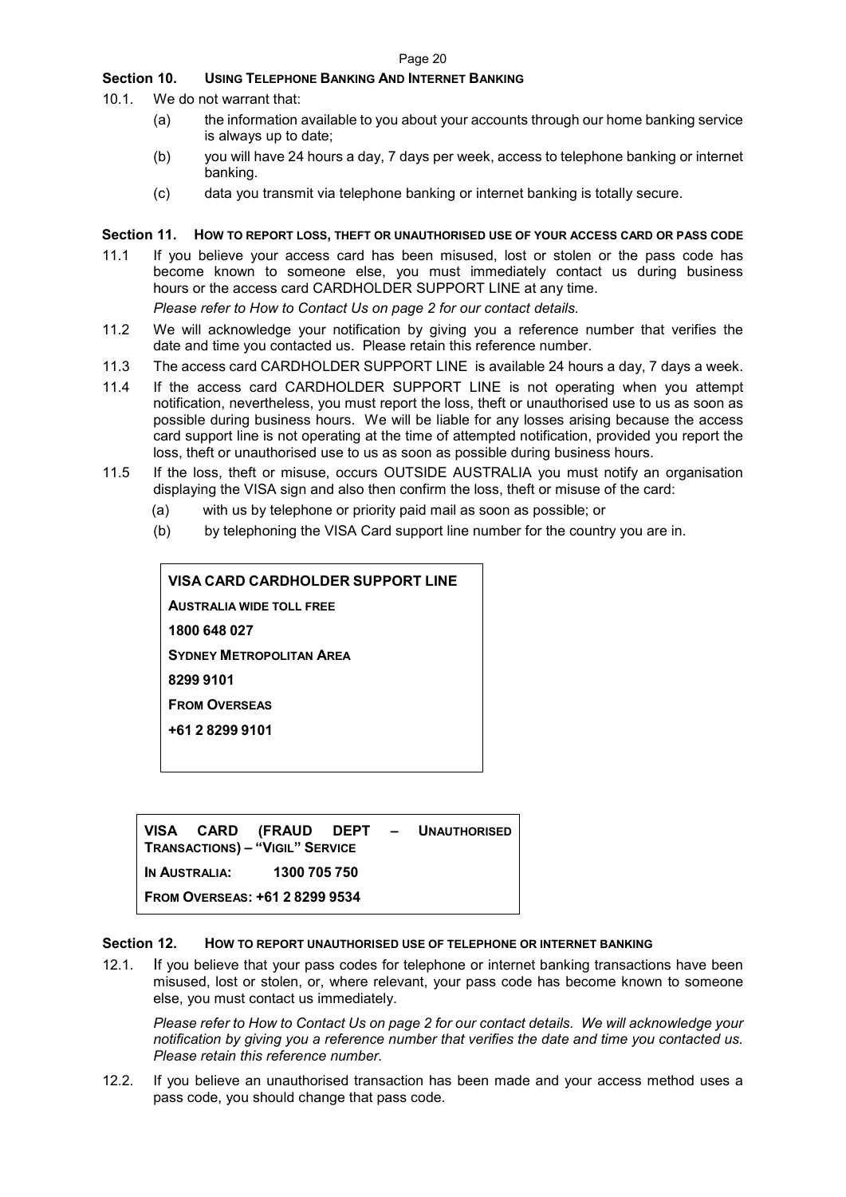## Section 10. Using Telephone Banking And Internet Banking

10.1. We do not warrant that:

(a) the information available to you about your accounts through our home banking service is always up to date;

(b) you will have 24 hours a day, 7 days per week, access to telephone banking or internet banking.

(c) data you transmit via telephone banking or internet banking is totally secure.

## Section 11. How to report loss, theft or unauthorised use of your access card or pass code

11.1 If you believe your access card has been misused, lost or stolen or the pass code has become known to someone else, you must immediately contact us during business hours or the access card CARDHOLDER SUPPORT LINE at any time.

*Please refer to How to Contact Us on page 2 for our contact details.*

11.2 We will acknowledge your notification by giving you a reference number that verifies the date and time you contacted us. Please retain this reference number.

11.3 The access card CARDHOLDER SUPPORT LINE is available 24 hours a day, 7 days a week.

11.4 If the access card CARDHOLDER SUPPORT LINE is not operating when you attempt notification, nevertheless, you must report the loss, theft or unauthorised use to us as soon as possible during business hours. We will be liable for any losses arising because the access card support line is not operating at the time of attempted notification, provided you report the loss, theft or unauthorised use to us as soon as possible during business hours.

11.5 If the loss, theft or misuse, occurs OUTSIDE AUSTRALIA you must notify an organisation displaying the VISA sign and also then confirm the loss, theft or misuse of the card:

(a) with us by telephone or priority paid mail as soon as possible; or

(b) by telephoning the VISA Card support line number for the country you are in.

**VISA CARD CARDHOLDER SUPPORT LINE**

**AUSTRALIA WIDE TOLL FREE**

**1800 648 027**

**SYDNEY METROPOLITAN AREA**

**8299 9101**

**FROM OVERSEAS**

**+61 2 8299 9101**

**VISA CARD (FRAUD DEPT – UNAUTHORISED TRANSACTIONS) – "VIGIL" SERVICE**

**IN AUSTRALIA: 1300 705 750**

**FROM OVERSEAS: +61 2 8299 9534**

## Section 12. How to report unauthorised use of telephone or internet banking

12.1. If you believe that your pass codes for telephone or internet banking transactions have been misused, lost or stolen, or, where relevant, your pass code has become known to someone else, you must contact us immediately.

*Please refer to How to Contact Us on page 2 for our contact details. We will acknowledge your notification by giving you a reference number that verifies the date and time you contacted us. Please retain this reference number.*

12.2. If you believe an unauthorised transaction has been made and your access method uses a pass code, you should change that pass code.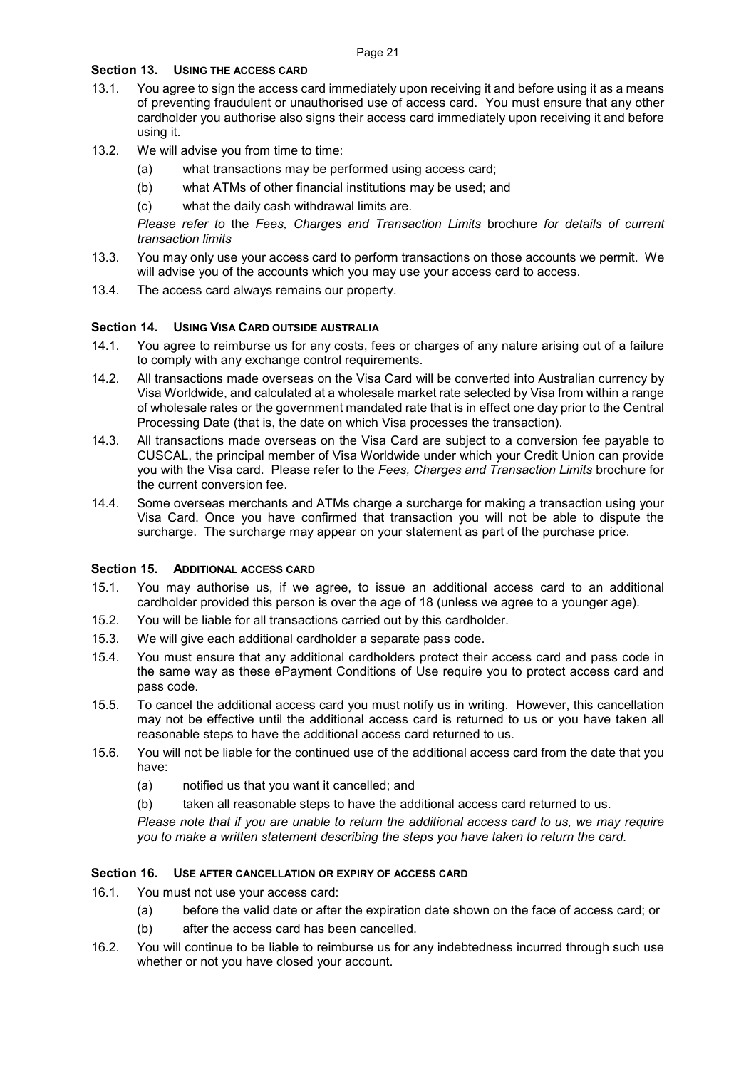### Section 13. USING THE ACCESS CARD

13.1. You agree to sign the access card immediately upon receiving it and before using it as a means of preventing fraudulent or unauthorised use of access card. You must ensure that any other cardholder you authorise also signs their access card immediately upon receiving it and before using it.

13.2. We will advise you from time to time:

(a) what transactions may be performed using access card;

(b) what ATMs of other financial institutions may be used; and

(c) what the daily cash withdrawal limits are.

*Please refer to* the *Fees, Charges and Transaction Limits* brochure *for details of current transaction limits*

13.3. You may only use your access card to perform transactions on those accounts we permit. We will advise you of the accounts which you may use your access card to access.

13.4. The access card always remains our property.

### Section 14. USING VISA CARD OUTSIDE AUSTRALIA

14.1. You agree to reimburse us for any costs, fees or charges of any nature arising out of a failure to comply with any exchange control requirements.

14.2. All transactions made overseas on the Visa Card will be converted into Australian currency by Visa Worldwide, and calculated at a wholesale market rate selected by Visa from within a range of wholesale rates or the government mandated rate that is in effect one day prior to the Central Processing Date (that is, the date on which Visa processes the transaction).

14.3. All transactions made overseas on the Visa Card are subject to a conversion fee payable to CUSCAL, the principal member of Visa Worldwide under which your Credit Union can provide you with the Visa card. Please refer to the *Fees, Charges and Transaction Limits* brochure for the current conversion fee.

14.4. Some overseas merchants and ATMs charge a surcharge for making a transaction using your Visa Card. Once you have confirmed that transaction you will not be able to dispute the surcharge. The surcharge may appear on your statement as part of the purchase price.

### Section 15. ADDITIONAL ACCESS CARD

15.1. You may authorise us, if we agree, to issue an additional access card to an additional cardholder provided this person is over the age of 18 (unless we agree to a younger age).

15.2. You will be liable for all transactions carried out by this cardholder.

15.3. We will give each additional cardholder a separate pass code.

15.4. You must ensure that any additional cardholders protect their access card and pass code in the same way as these ePayment Conditions of Use require you to protect access card and pass code.

15.5. To cancel the additional access card you must notify us in writing. However, this cancellation may not be effective until the additional access card is returned to us or you have taken all reasonable steps to have the additional access card returned to us.

15.6. You will not be liable for the continued use of the additional access card from the date that you have:

(a) notified us that you want it cancelled; and

(b) taken all reasonable steps to have the additional access card returned to us.

*Please note that if you are unable to return the additional access card to us, we may require you to make a written statement describing the steps you have taken to return the card.*

### Section 16. USE AFTER CANCELLATION OR EXPIRY OF ACCESS CARD

16.1. You must not use your access card:

(a) before the valid date or after the expiration date shown on the face of access card; or

(b) after the access card has been cancelled.

16.2. You will continue to be liable to reimburse us for any indebtedness incurred through such use whether or not you have closed your account.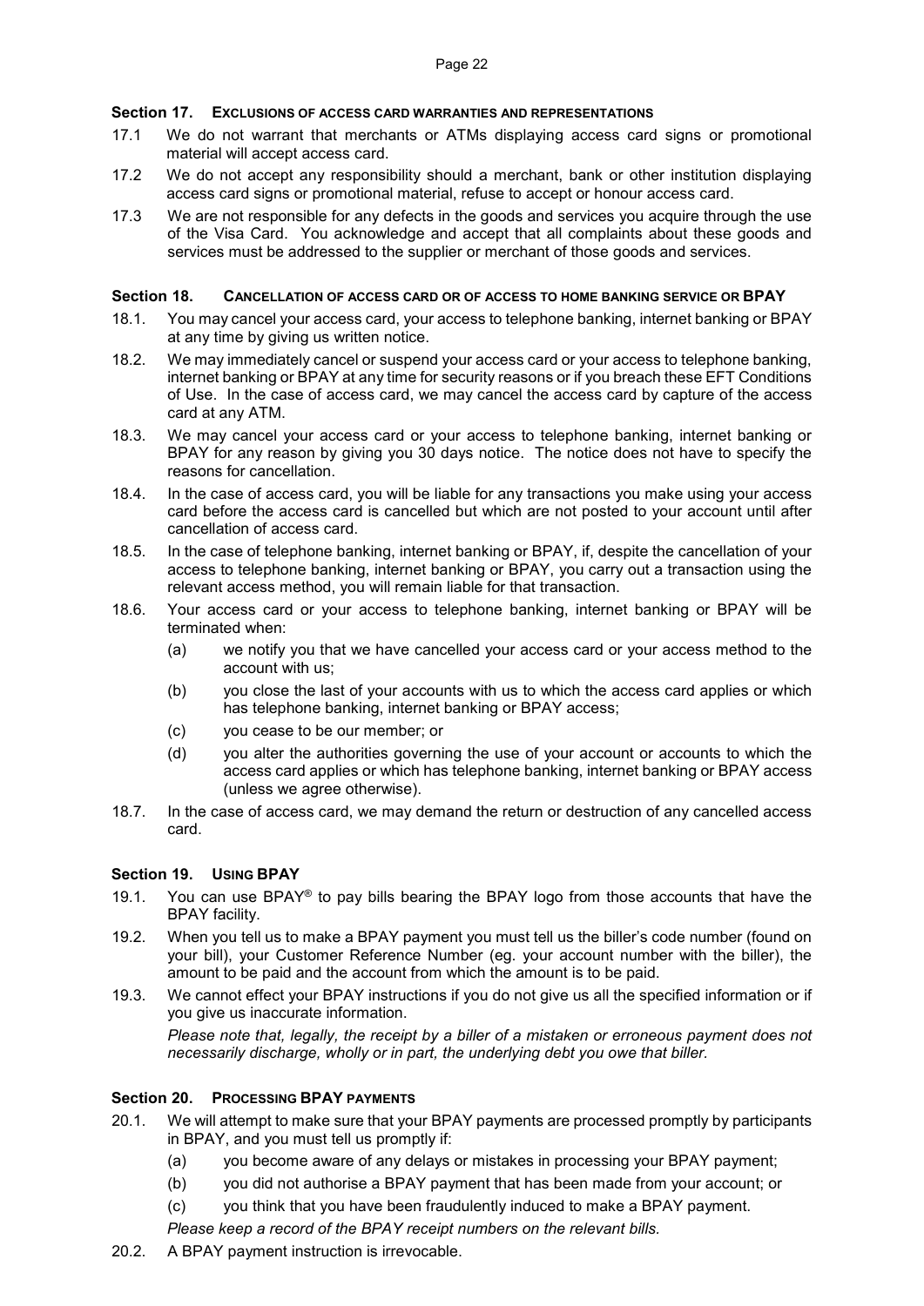## Section 17. Exclusions of access card warranties and representations

17.1 We do not warrant that merchants or ATMs displaying access card signs or promotional material will accept access card.

17.2 We do not accept any responsibility should a merchant, bank or other institution displaying access card signs or promotional material, refuse to accept or honour access card.

17.3 We are not responsible for any defects in the goods and services you acquire through the use of the Visa Card. You acknowledge and accept that all complaints about these goods and services must be addressed to the supplier or merchant of those goods and services.

## Section 18. Cancellation of access card or of access to home banking service or BPAY

18.1. You may cancel your access card, your access to telephone banking, internet banking or BPAY at any time by giving us written notice.

18.2. We may immediately cancel or suspend your access card or your access to telephone banking, internet banking or BPAY at any time for security reasons or if you breach these EFT Conditions of Use. In the case of access card, we may cancel the access card by capture of the access card at any ATM.

18.3. We may cancel your access card or your access to telephone banking, internet banking or BPAY for any reason by giving you 30 days notice. The notice does not have to specify the reasons for cancellation.

18.4. In the case of access card, you will be liable for any transactions you make using your access card before the access card is cancelled but which are not posted to your account until after cancellation of access card.

18.5. In the case of telephone banking, internet banking or BPAY, if, despite the cancellation of your access to telephone banking, internet banking or BPAY, you carry out a transaction using the relevant access method, you will remain liable for that transaction.

18.6. Your access card or your access to telephone banking, internet banking or BPAY will be terminated when:

- (a) we notify you that we have cancelled your access card or your access method to the account with us;
- (b) you close the last of your accounts with us to which the access card applies or which has telephone banking, internet banking or BPAY access;
- (c) you cease to be our member; or
- (d) you alter the authorities governing the use of your account or accounts to which the access card applies or which has telephone banking, internet banking or BPAY access (unless we agree otherwise).

18.7. In the case of access card, we may demand the return or destruction of any cancelled access card.

## Section 19. Using BPAY

19.1. You can use BPAY® to pay bills bearing the BPAY logo from those accounts that have the BPAY facility.

19.2. When you tell us to make a BPAY payment you must tell us the biller's code number (found on your bill), your Customer Reference Number (eg. your account number with the biller), the amount to be paid and the account from which the amount is to be paid.

19.3. We cannot effect your BPAY instructions if you do not give us all the specified information or if you give us inaccurate information.

*Please note that, legally, the receipt by a biller of a mistaken or erroneous payment does not necessarily discharge, wholly or in part, the underlying debt you owe that biller.*

## Section 20. Processing BPAY payments

20.1. We will attempt to make sure that your BPAY payments are processed promptly by participants in BPAY, and you must tell us promptly if:

- (a) you become aware of any delays or mistakes in processing your BPAY payment;
- (b) you did not authorise a BPAY payment that has been made from your account; or
- (c) you think that you have been fraudulently induced to make a BPAY payment.

*Please keep a record of the BPAY receipt numbers on the relevant bills.*

20.2. A BPAY payment instruction is irrevocable.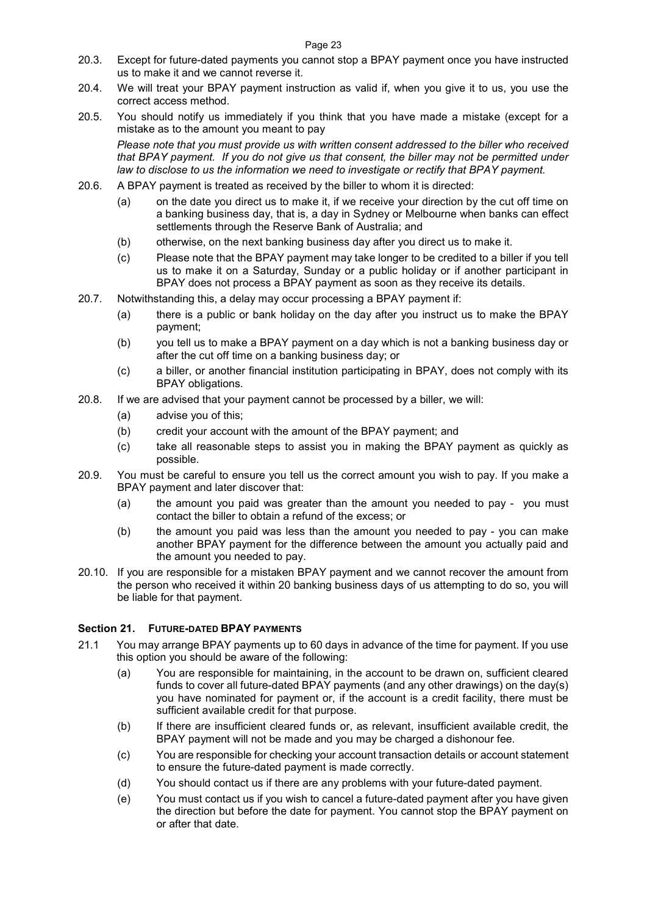20.3. Except for future-dated payments you cannot stop a BPAY payment once you have instructed us to make it and we cannot reverse it.

20.4. We will treat your BPAY payment instruction as valid if, when you give it to us, you use the correct access method.

20.5. You should notify us immediately if you think that you have made a mistake (except for a mistake as to the amount you meant to pay

*Please note that you must provide us with written consent addressed to the biller who received that BPAY payment. If you do not give us that consent, the biller may not be permitted under law to disclose to us the information we need to investigate or rectify that BPAY payment.*

20.6. A BPAY payment is treated as received by the biller to whom it is directed:

- (a) on the date you direct us to make it, if we receive your direction by the cut off time on a banking business day, that is, a day in Sydney or Melbourne when banks can effect settlements through the Reserve Bank of Australia; and
- (b) otherwise, on the next banking business day after you direct us to make it.
- (c) Please note that the BPAY payment may take longer to be credited to a biller if you tell us to make it on a Saturday, Sunday or a public holiday or if another participant in BPAY does not process a BPAY payment as soon as they receive its details.

20.7. Notwithstanding this, a delay may occur processing a BPAY payment if:

- (a) there is a public or bank holiday on the day after you instruct us to make the BPAY payment;
- (b) you tell us to make a BPAY payment on a day which is not a banking business day or after the cut off time on a banking business day; or
- (c) a biller, or another financial institution participating in BPAY, does not comply with its BPAY obligations.

20.8. If we are advised that your payment cannot be processed by a biller, we will:

- (a) advise you of this;
- (b) credit your account with the amount of the BPAY payment; and
- (c) take all reasonable steps to assist you in making the BPAY payment as quickly as possible.

20.9. You must be careful to ensure you tell us the correct amount you wish to pay. If you make a BPAY payment and later discover that:

- (a) the amount you paid was greater than the amount you needed to pay - you must contact the biller to obtain a refund of the excess; or
- (b) the amount you paid was less than the amount you needed to pay - you can make another BPAY payment for the difference between the amount you actually paid and the amount you needed to pay.

20.10. If you are responsible for a mistaken BPAY payment and we cannot recover the amount from the person who received it within 20 banking business days of us attempting to do so, you will be liable for that payment.

## Section 21. FUTURE-DATED BPAY PAYMENTS

21.1 You may arrange BPAY payments up to 60 days in advance of the time for payment. If you use this option you should be aware of the following:

- (a) You are responsible for maintaining, in the account to be drawn on, sufficient cleared funds to cover all future-dated BPAY payments (and any other drawings) on the day(s) you have nominated for payment or, if the account is a credit facility, there must be sufficient available credit for that purpose.
- (b) If there are insufficient cleared funds or, as relevant, insufficient available credit, the BPAY payment will not be made and you may be charged a dishonour fee.
- (c) You are responsible for checking your account transaction details or account statement to ensure the future-dated payment is made correctly.
- (d) You should contact us if there are any problems with your future-dated payment.
- (e) You must contact us if you wish to cancel a future-dated payment after you have given the direction but before the date for payment. You cannot stop the BPAY payment on or after that date.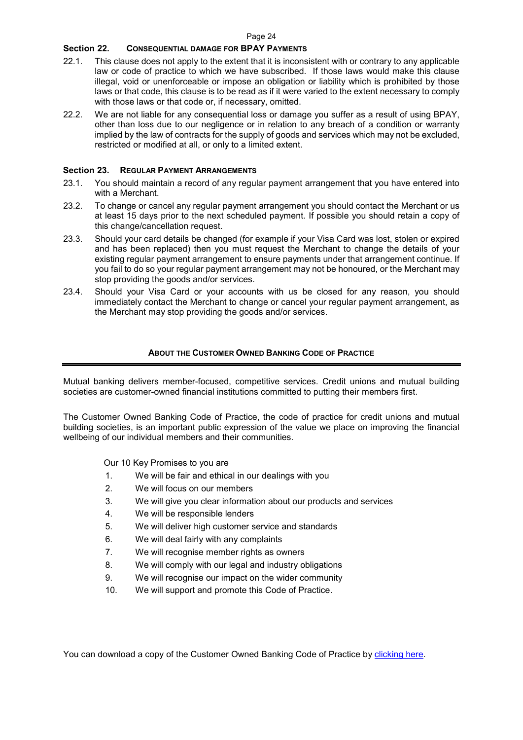## Section 22. CONSEQUENTIAL DAMAGE FOR BPAY PAYMENTS

22.1. This clause does not apply to the extent that it is inconsistent with or contrary to any applicable law or code of practice to which we have subscribed. If those laws would make this clause illegal, void or unenforceable or impose an obligation or liability which is prohibited by those laws or that code, this clause is to be read as if it were varied to the extent necessary to comply with those laws or that code or, if necessary, omitted.

22.2. We are not liable for any consequential loss or damage you suffer as a result of using BPAY, other than loss due to our negligence or in relation to any breach of a condition or warranty implied by the law of contracts for the supply of goods and services which may not be excluded, restricted or modified at all, or only to a limited extent.

## Section 23. REGULAR PAYMENT ARRANGEMENTS

23.1. You should maintain a record of any regular payment arrangement that you have entered into with a Merchant.

23.2. To change or cancel any regular payment arrangement you should contact the Merchant or us at least 15 days prior to the next scheduled payment. If possible you should retain a copy of this change/cancellation request.

23.3. Should your card details be changed (for example if your Visa Card was lost, stolen or expired and has been replaced) then you must request the Merchant to change the details of your existing regular payment arrangement to ensure payments under that arrangement continue. If you fail to do so your regular payment arrangement may not be honoured, or the Merchant may stop providing the goods and/or services.

23.4. Should your Visa Card or your accounts with us be closed for any reason, you should immediately contact the Merchant to change or cancel your regular payment arrangement, as the Merchant may stop providing the goods and/or services.

## ABOUT THE CUSTOMER OWNED BANKING CODE OF PRACTICE

Mutual banking delivers member-focused, competitive services. Credit unions and mutual building societies are customer-owned financial institutions committed to putting their members first.

The Customer Owned Banking Code of Practice, the code of practice for credit unions and mutual building societies, is an important public expression of the value we place on improving the financial wellbeing of our individual members and their communities.

Our 10 Key Promises to you are

1. We will be fair and ethical in our dealings with you
2. We will focus on our members
3. We will give you clear information about our products and services
4. We will be responsible lenders
5. We will deliver high customer service and standards
6. We will deal fairly with any complaints
7. We will recognise member rights as owners
8. We will comply with our legal and industry obligations
9. We will recognise our impact on the wider community
10. We will support and promote this Code of Practice.

You can download a copy of the Customer Owned Banking Code of Practice by clicking here.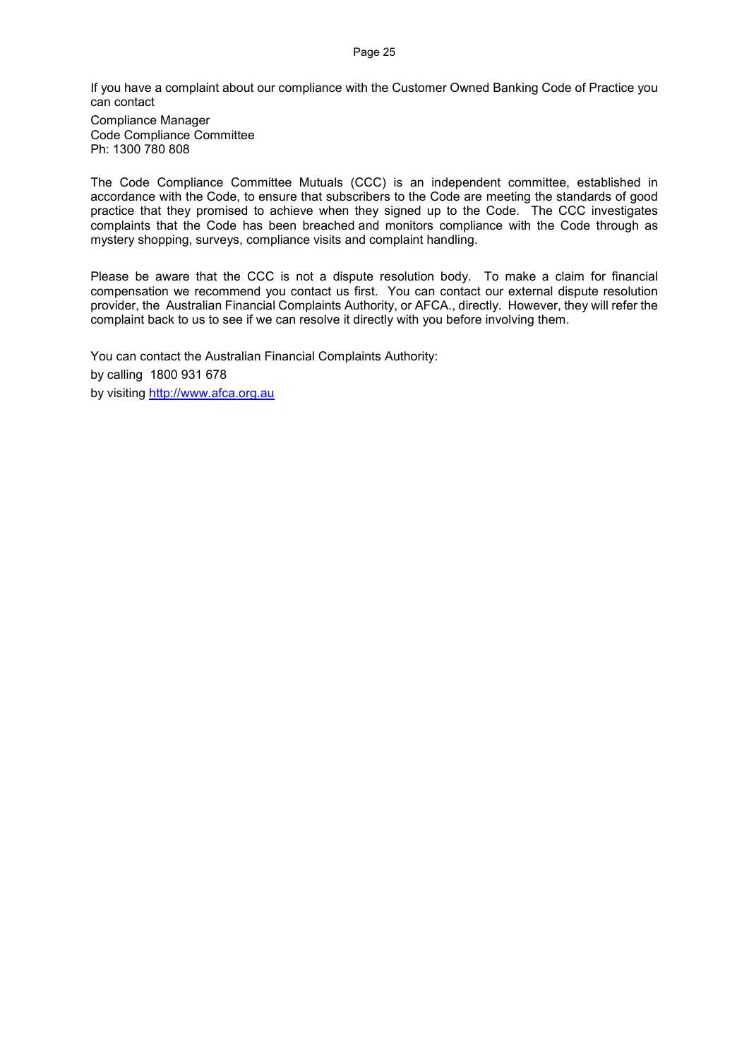If you have a complaint about our compliance with the Customer Owned Banking Code of Practice you can contact

Compliance Manager
Code Compliance Committee
Ph: 1300 780 808

The Code Compliance Committee Mutuals (CCC) is an independent committee, established in accordance with the Code, to ensure that subscribers to the Code are meeting the standards of good practice that they promised to achieve when they signed up to the Code. The CCC investigates complaints that the Code has been breached and monitors compliance with the Code through as mystery shopping, surveys, compliance visits and complaint handling.

Please be aware that the CCC is not a dispute resolution body. To make a claim for financial compensation we recommend you contact us first. You can contact our external dispute resolution provider, the Australian Financial Complaints Authority, or AFCA., directly. However, they will refer the complaint back to us to see if we can resolve it directly with you before involving them.

You can contact the Australian Financial Complaints Authority:

by calling 1800 931 678

by visiting http://www.afca.org.au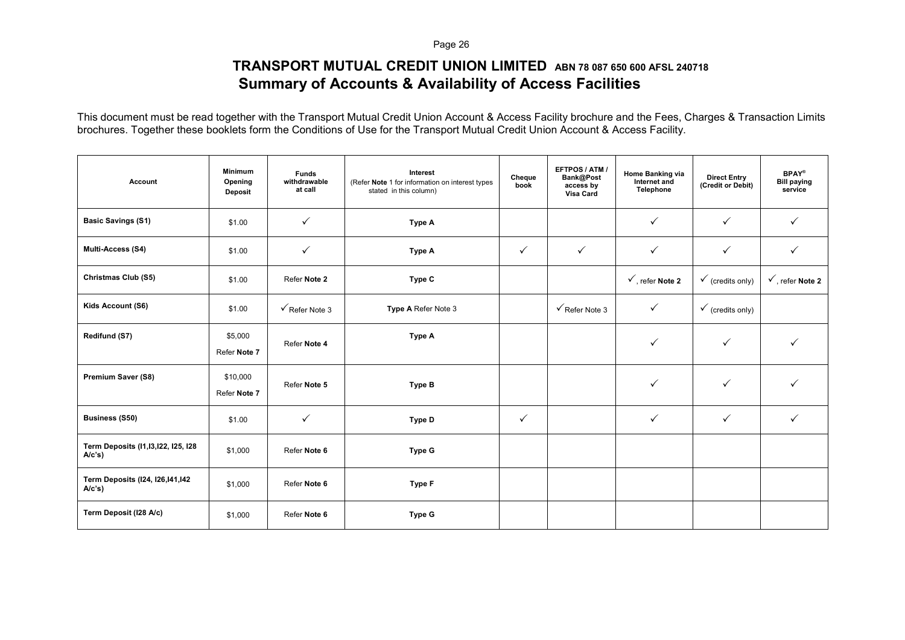# TRANSPORT MUTUAL CREDIT UNION LIMITED ABN 78 087 650 600 AFSL 240718

## Summary of Accounts & Availability of Access Facilities

This document must be read together with the Transport Mutual Credit Union Account & Access Facility brochure and the Fees, Charges & Transaction Limits brochures. Together these booklets form the Conditions of Use for the Transport Mutual Credit Union Account & Access Facility.

| Account | Minimum Opening Deposit | Funds withdrawable at call | Interest (Refer **Note** 1 for information on interest types stated in this column) | Cheque book | EFTPOS / ATM / Bank@Post access by Visa Card | Home Banking via Internet and Telephone | Direct Entry (Credit or Debit) | BPAY® Bill paying service |
|---|---|---|---|---|---|---|---|---|
| **Basic Savings (S1)** | $1.00 | ✓ | **Type A** | | | ✓ | ✓ | ✓ |
| **Multi-Access (S4)** | $1.00 | ✓ | **Type A** | ✓ | ✓ | ✓ | ✓ | ✓ |
| **Christmas Club (S5)** | $1.00 | Refer **Note 2** | **Type C** | | | ✓, refer **Note 2** | ✓ (credits only) | ✓, refer **Note 2** |
| **Kids Account (S6)** | $1.00 | ✓Refer Note 3 | **Type A** Refer Note 3 | | ✓Refer Note 3 | ✓ | ✓ (credits only) | |
| **Redifund (S7)** | $5,000 Refer **Note 7** | Refer **Note 4** | **Type A** | | | ✓ | ✓ | ✓ |
| **Premium Saver (S8)** | $10,000 Refer **Note 7** | Refer **Note 5** | **Type B** | | | ✓ | ✓ | ✓ |
| **Business (S50)** | $1.00 | ✓ | **Type D** | ✓ | | ✓ | ✓ | ✓ |
| **Term Deposits (I1,I3,I22, I25, I28 A/c's)** | $1,000 | Refer **Note 6** | **Type G** | | | | | |
| **Term Deposits (I24, I26,I41,I42 A/c's)** | $1,000 | Refer **Note 6** | **Type F** | | | | | |
| **Term Deposit (I28 A/c)** | $1,000 | Refer **Note 6** | **Type G** | | | | | |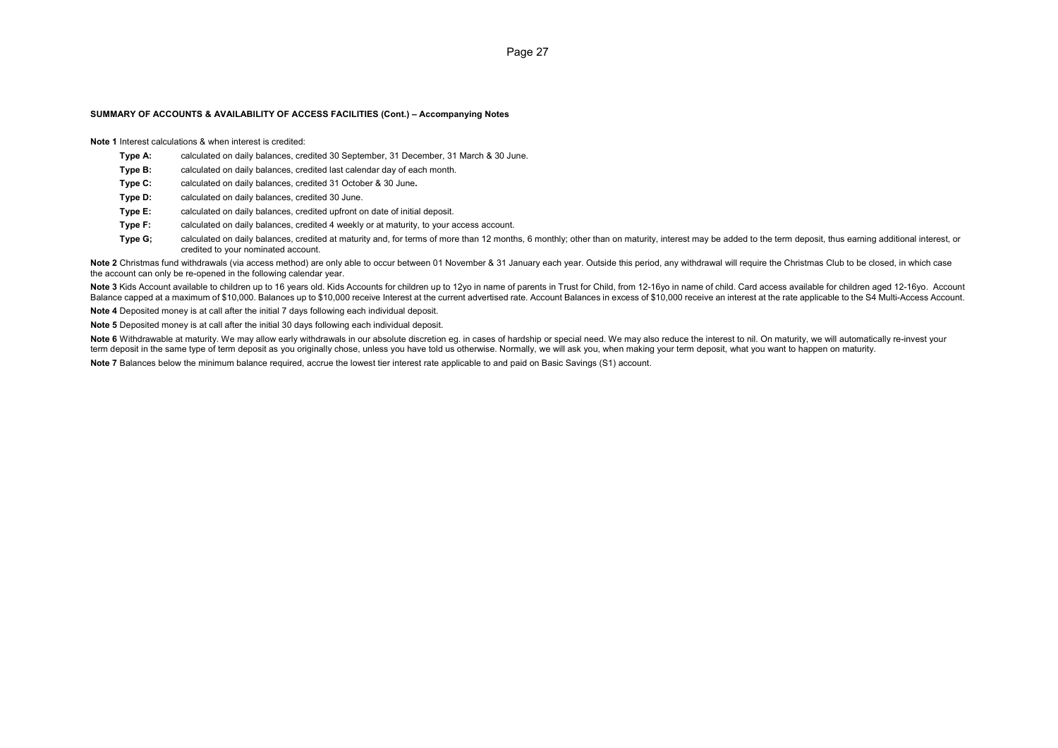**SUMMARY OF ACCOUNTS & AVAILABILITY OF ACCESS FACILITIES (Cont.) – Accompanying Notes**

**Note 1** Interest calculations & when interest is credited:

| | |
|---|---|
| **Type A:** | calculated on daily balances, credited 30 September, 31 December, 31 March & 30 June. |
| **Type B:** | calculated on daily balances, credited last calendar day of each month. |
| **Type C:** | calculated on daily balances, credited 31 October & 30 June**.** |
| **Type D:** | calculated on daily balances, credited 30 June. |
| **Type E:** | calculated on daily balances, credited upfront on date of initial deposit. |
| **Type F:** | calculated on daily balances, credited 4 weekly or at maturity, to your access account. |
| **Type G;** | calculated on daily balances, credited at maturity and, for terms of more than 12 months, 6 monthly; other than on maturity, interest may be added to the term deposit, thus earning additional interest, or credited to your nominated account. |

**Note 2** Christmas fund withdrawals (via access method) are only able to occur between 01 November & 31 January each year. Outside this period, any withdrawal will require the Christmas Club to be closed, in which case the account can only be re-opened in the following calendar year.

**Note 3** Kids Account available to children up to 16 years old. Kids Accounts for children up to 12yo in name of parents in Trust for Child, from 12-16yo in name of child. Card access available for children aged 12-16yo. Account Balance capped at a maximum of $10,000. Balances up to $10,000 receive Interest at the current advertised rate. Account Balances in excess of $10,000 receive an interest at the rate applicable to the S4 Multi-Access Account.

**Note 4** Deposited money is at call after the initial 7 days following each individual deposit.

**Note 5** Deposited money is at call after the initial 30 days following each individual deposit.

**Note 6** Withdrawable at maturity. We may allow early withdrawals in our absolute discretion eg. in cases of hardship or special need. We may also reduce the interest to nil. On maturity, we will automatically re-invest your term deposit in the same type of term deposit as you originally chose, unless you have told us otherwise. Normally, we will ask you, when making your term deposit, what you want to happen on maturity.

**Note 7** Balances below the minimum balance required, accrue the lowest tier interest rate applicable to and paid on Basic Savings (S1) account.